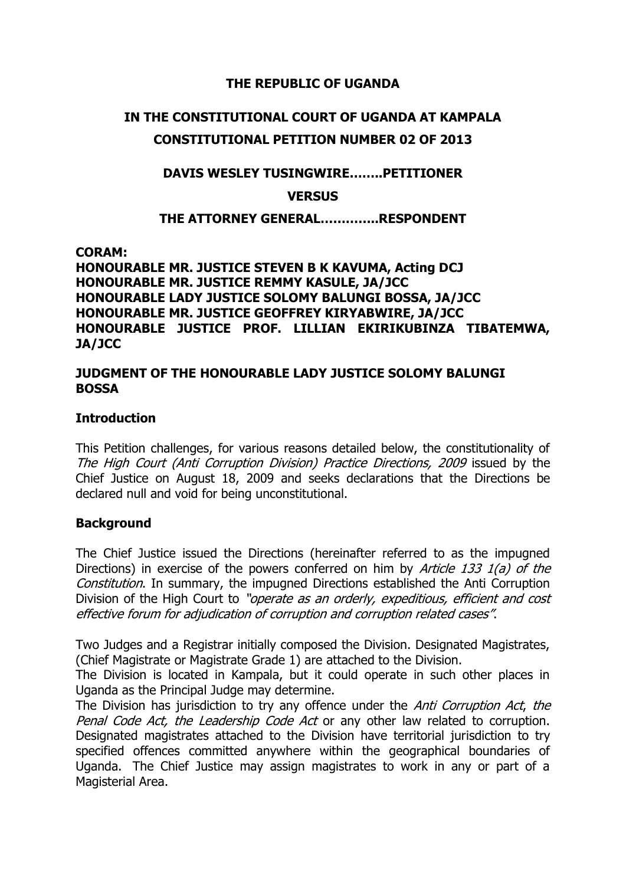**THE REPUBLIC OF UGANDA**

**IN THE CONSTITUTIONAL COURT OF UGANDA AT KAMPALA**

**CONSTITUTIONAL PETITION NUMBER 02 OF 2013**

**DAVIS WESLEY TUSINGWIRE……..PETITIONER**

**VERSUS**

**THE ATTORNEY GENERAL………….RESPONDENT**

**CORAM:**
**HONOURABLE MR. JUSTICE STEVEN B K KAVUMA, Acting DCJ**
**HONOURABLE MR. JUSTICE REMMY KASULE, JA/JCC**
**HONOURABLE LADY JUSTICE SOLOMY BALUNGI BOSSA, JA/JCC**
**HONOURABLE MR. JUSTICE GEOFFREY KIRYABWIRE, JA/JCC**
**HONOURABLE JUSTICE PROF. LILLIAN EKIRIKUBINZA TIBATEMWA, JA/JCC**

**JUDGMENT OF THE HONOURABLE LADY JUSTICE SOLOMY BALUNGI BOSSA**

**Introduction**

This Petition challenges, for various reasons detailed below, the constitutionality of *The High Court (Anti Corruption Division) Practice Directions, 2009* issued by the Chief Justice on August 18, 2009 and seeks declarations that the Directions be declared null and void for being unconstitutional.

**Background**

The Chief Justice issued the Directions (hereinafter referred to as the impugned Directions) in exercise of the powers conferred on him by *Article 133 1(a) of the Constitution*. In summary, the impugned Directions established the Anti Corruption Division of the High Court to *"operate as an orderly, expeditious, efficient and cost effective forum for adjudication of corruption and corruption related cases"*.

Two Judges and a Registrar initially composed the Division. Designated Magistrates, (Chief Magistrate or Magistrate Grade 1) are attached to the Division.

The Division is located in Kampala, but it could operate in such other places in Uganda as the Principal Judge may determine.

The Division has jurisdiction to try any offence under the *Anti Corruption Act*, *the Penal Code Act, the Leadership Code Act* or any other law related to corruption. Designated magistrates attached to the Division have territorial jurisdiction to try specified offences committed anywhere within the geographical boundaries of Uganda. The Chief Justice may assign magistrates to work in any or part of a Magisterial Area.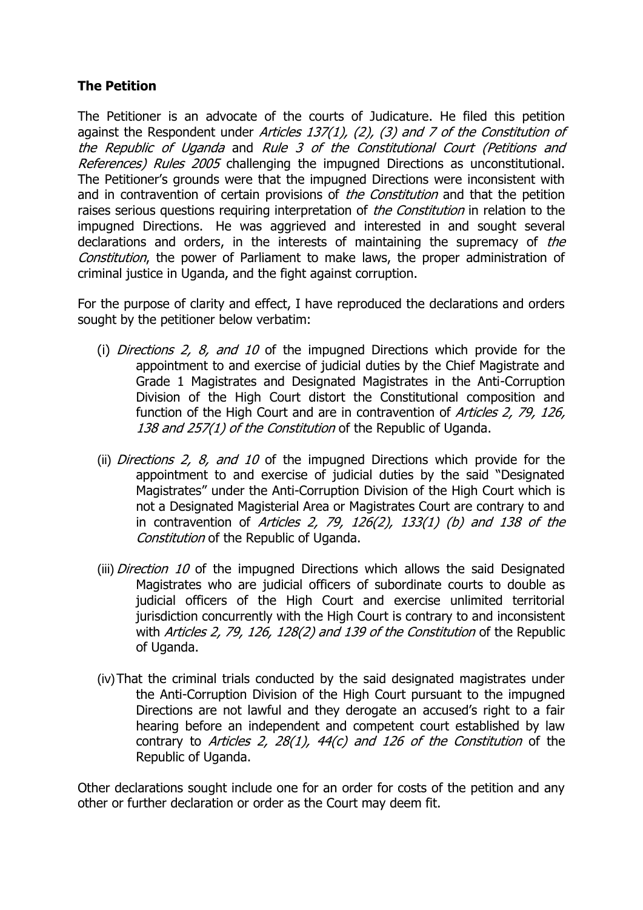**The Petition**

The Petitioner is an advocate of the courts of Judicature. He filed this petition against the Respondent under *Articles 137(1), (2), (3) and 7 of the Constitution of the Republic of Uganda* and *Rule 3 of the Constitutional Court (Petitions and References) Rules 2005* challenging the impugned Directions as unconstitutional. The Petitioner's grounds were that the impugned Directions were inconsistent with and in contravention of certain provisions of *the Constitution* and that the petition raises serious questions requiring interpretation of *the Constitution* in relation to the impugned Directions. He was aggrieved and interested in and sought several declarations and orders, in the interests of maintaining the supremacy of *the Constitution*, the power of Parliament to make laws, the proper administration of criminal justice in Uganda, and the fight against corruption.

For the purpose of clarity and effect, I have reproduced the declarations and orders sought by the petitioner below verbatim:

(i) *Directions 2, 8, and 10* of the impugned Directions which provide for the appointment to and exercise of judicial duties by the Chief Magistrate and Grade 1 Magistrates and Designated Magistrates in the Anti-Corruption Division of the High Court distort the Constitutional composition and function of the High Court and are in contravention of *Articles 2, 79, 126, 138 and 257(1) of the Constitution* of the Republic of Uganda.

(ii) *Directions 2, 8, and 10* of the impugned Directions which provide for the appointment to and exercise of judicial duties by the said "Designated Magistrates" under the Anti-Corruption Division of the High Court which is not a Designated Magisterial Area or Magistrates Court are contrary to and in contravention of *Articles 2, 79, 126(2), 133(1) (b) and 138 of the Constitution* of the Republic of Uganda.

(iii) *Direction 10* of the impugned Directions which allows the said Designated Magistrates who are judicial officers of subordinate courts to double as judicial officers of the High Court and exercise unlimited territorial jurisdiction concurrently with the High Court is contrary to and inconsistent with *Articles 2, 79, 126, 128(2) and 139 of the Constitution* of the Republic of Uganda.

(iv) That the criminal trials conducted by the said designated magistrates under the Anti-Corruption Division of the High Court pursuant to the impugned Directions are not lawful and they derogate an accused's right to a fair hearing before an independent and competent court established by law contrary to *Articles 2, 28(1), 44(c) and 126 of the Constitution* of the Republic of Uganda.

Other declarations sought include one for an order for costs of the petition and any other or further declaration or order as the Court may deem fit.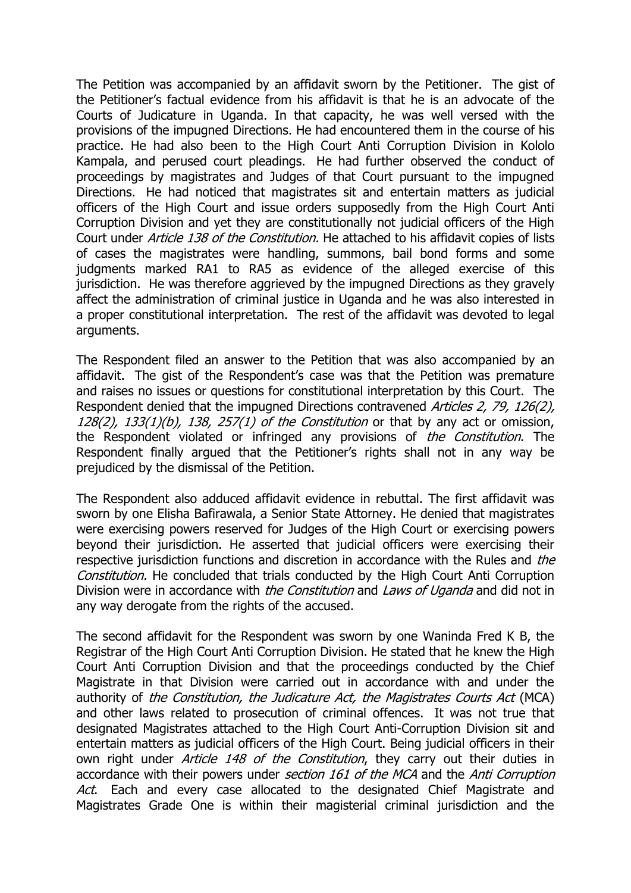The Petition was accompanied by an affidavit sworn by the Petitioner. The gist of the Petitioner's factual evidence from his affidavit is that he is an advocate of the Courts of Judicature in Uganda. In that capacity, he was well versed with the provisions of the impugned Directions. He had encountered them in the course of his practice. He had also been to the High Court Anti Corruption Division in Kololo Kampala, and perused court pleadings. He had further observed the conduct of proceedings by magistrates and Judges of that Court pursuant to the impugned Directions. He had noticed that magistrates sit and entertain matters as judicial officers of the High Court and issue orders supposedly from the High Court Anti Corruption Division and yet they are constitutionally not judicial officers of the High Court under *Article 138 of the Constitution.* He attached to his affidavit copies of lists of cases the magistrates were handling, summons, bail bond forms and some judgments marked RA1 to RA5 as evidence of the alleged exercise of this jurisdiction. He was therefore aggrieved by the impugned Directions as they gravely affect the administration of criminal justice in Uganda and he was also interested in a proper constitutional interpretation. The rest of the affidavit was devoted to legal arguments.

The Respondent filed an answer to the Petition that was also accompanied by an affidavit. The gist of the Respondent's case was that the Petition was premature and raises no issues or questions for constitutional interpretation by this Court. The Respondent denied that the impugned Directions contravened *Articles 2, 79, 126(2), 128(2), 133(1)(b), 138, 257(1) of the Constitution* or that by any act or omission, the Respondent violated or infringed any provisions of *the Constitution*. The Respondent finally argued that the Petitioner's rights shall not in any way be prejudiced by the dismissal of the Petition.

The Respondent also adduced affidavit evidence in rebuttal. The first affidavit was sworn by one Elisha Bafirawala, a Senior State Attorney. He denied that magistrates were exercising powers reserved for Judges of the High Court or exercising powers beyond their jurisdiction. He asserted that judicial officers were exercising their respective jurisdiction functions and discretion in accordance with the Rules and *the Constitution.* He concluded that trials conducted by the High Court Anti Corruption Division were in accordance with *the Constitution* and *Laws of Uganda* and did not in any way derogate from the rights of the accused.

The second affidavit for the Respondent was sworn by one Waninda Fred K B, the Registrar of the High Court Anti Corruption Division. He stated that he knew the High Court Anti Corruption Division and that the proceedings conducted by the Chief Magistrate in that Division were carried out in accordance with and under the authority of *the Constitution, the Judicature Act, the Magistrates Courts Act* (MCA) and other laws related to prosecution of criminal offences. It was not true that designated Magistrates attached to the High Court Anti-Corruption Division sit and entertain matters as judicial officers of the High Court. Being judicial officers in their own right under *Article 148 of the Constitution*, they carry out their duties in accordance with their powers under *section 161 of the MCA* and the *Anti Corruption Act*. Each and every case allocated to the designated Chief Magistrate and Magistrates Grade One is within their magisterial criminal jurisdiction and the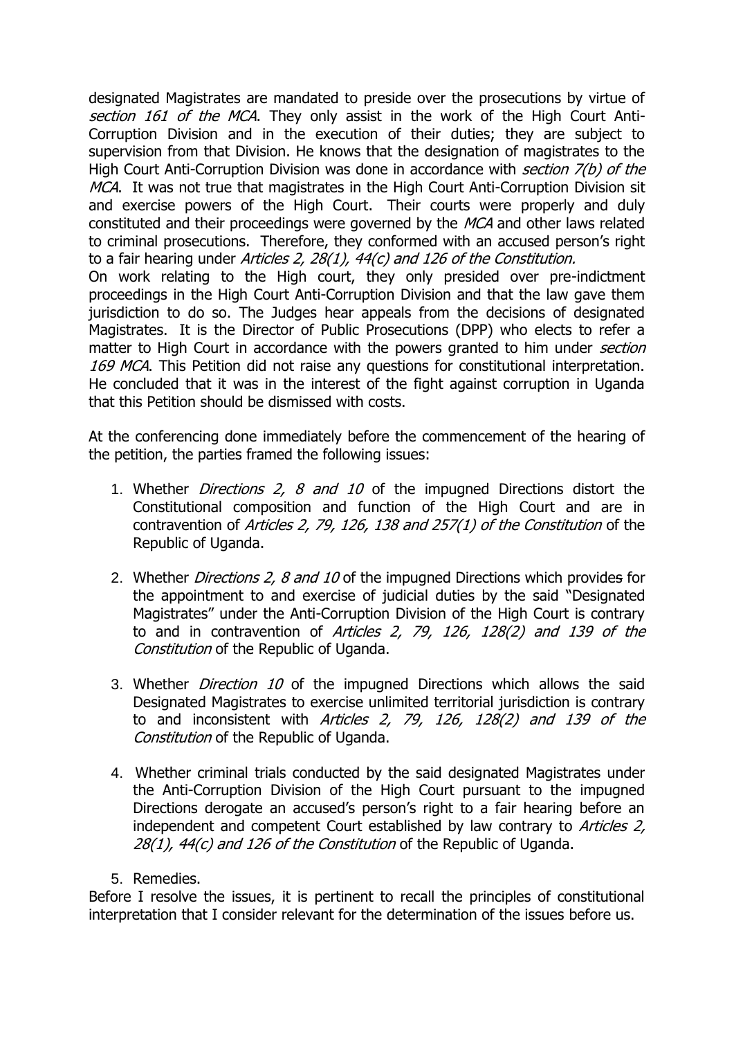designated Magistrates are mandated to preside over the prosecutions by virtue of *section 161 of the MCA*. They only assist in the work of the High Court Anti-Corruption Division and in the execution of their duties; they are subject to supervision from that Division. He knows that the designation of magistrates to the High Court Anti-Corruption Division was done in accordance with *section 7(b) of the MCA*. It was not true that magistrates in the High Court Anti-Corruption Division sit and exercise powers of the High Court. Their courts were properly and duly constituted and their proceedings were governed by the *MCA* and other laws related to criminal prosecutions. Therefore, they conformed with an accused person's right to a fair hearing under *Articles 2, 28(1), 44(c) and 126 of the Constitution.*

On work relating to the High court, they only presided over pre-indictment proceedings in the High Court Anti-Corruption Division and that the law gave them jurisdiction to do so. The Judges hear appeals from the decisions of designated Magistrates. It is the Director of Public Prosecutions (DPP) who elects to refer a matter to High Court in accordance with the powers granted to him under *section 169 MCA*. This Petition did not raise any questions for constitutional interpretation. He concluded that it was in the interest of the fight against corruption in Uganda that this Petition should be dismissed with costs.

At the conferencing done immediately before the commencement of the hearing of the petition, the parties framed the following issues:

1. Whether *Directions 2, 8 and 10* of the impugned Directions distort the Constitutional composition and function of the High Court and are in contravention of *Articles 2, 79, 126, 138 and 257(1) of the Constitution* of the Republic of Uganda.

2. Whether *Directions 2, 8 and 10* of the impugned Directions which provides for the appointment to and exercise of judicial duties by the said "Designated Magistrates" under the Anti-Corruption Division of the High Court is contrary to and in contravention of *Articles 2, 79, 126, 128(2) and 139 of the Constitution* of the Republic of Uganda.

3. Whether *Direction 10* of the impugned Directions which allows the said Designated Magistrates to exercise unlimited territorial jurisdiction is contrary to and inconsistent with *Articles 2, 79, 126, 128(2) and 139 of the Constitution* of the Republic of Uganda.

4. Whether criminal trials conducted by the said designated Magistrates under the Anti-Corruption Division of the High Court pursuant to the impugned Directions derogate an accused's person's right to a fair hearing before an independent and competent Court established by law contrary to *Articles 2, 28(1), 44(c) and 126 of the Constitution* of the Republic of Uganda.

5. Remedies.

Before I resolve the issues, it is pertinent to recall the principles of constitutional interpretation that I consider relevant for the determination of the issues before us.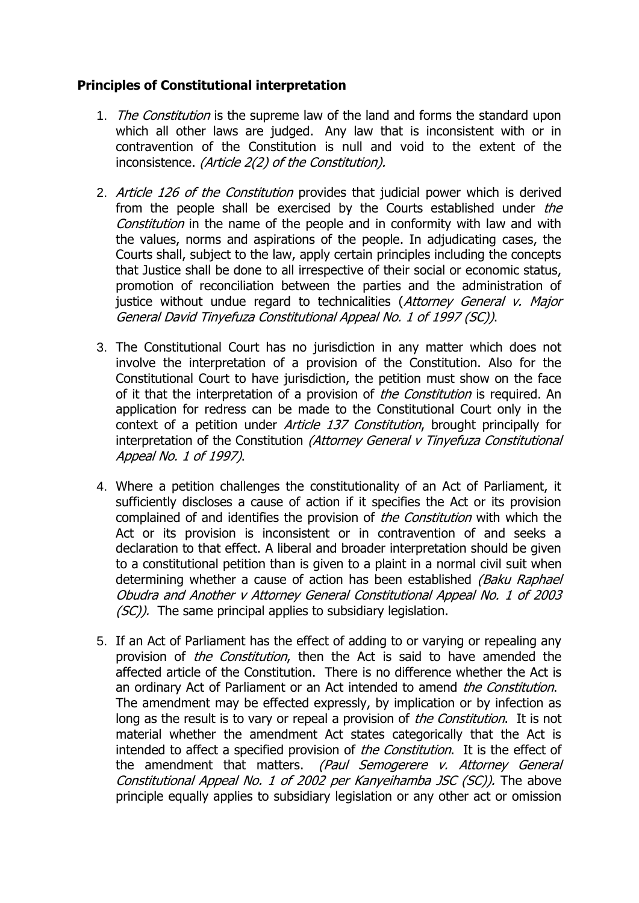**Principles of Constitutional interpretation**

1. *The Constitution* is the supreme law of the land and forms the standard upon which all other laws are judged. Any law that is inconsistent with or in contravention of the Constitution is null and void to the extent of the inconsistence. *(Article 2(2) of the Constitution).*

2. *Article 126 of the Constitution* provides that judicial power which is derived from the people shall be exercised by the Courts established under *the Constitution* in the name of the people and in conformity with law and with the values, norms and aspirations of the people. In adjudicating cases, the Courts shall, subject to the law, apply certain principles including the concepts that Justice shall be done to all irrespective of their social or economic status, promotion of reconciliation between the parties and the administration of justice without undue regard to technicalities (*Attorney General v. Major General David Tinyefuza Constitutional Appeal No. 1 of 1997 (SC)*).

3. The Constitutional Court has no jurisdiction in any matter which does not involve the interpretation of a provision of the Constitution. Also for the Constitutional Court to have jurisdiction, the petition must show on the face of it that the interpretation of a provision of *the Constitution* is required. An application for redress can be made to the Constitutional Court only in the context of a petition under *Article 137 Constitution*, brought principally for interpretation of the Constitution *(Attorney General v Tinyefuza Constitutional Appeal No. 1 of 1997)*.

4. Where a petition challenges the constitutionality of an Act of Parliament, it sufficiently discloses a cause of action if it specifies the Act or its provision complained of and identifies the provision of *the Constitution* with which the Act or its provision is inconsistent or in contravention of and seeks a declaration to that effect. A liberal and broader interpretation should be given to a constitutional petition than is given to a plaint in a normal civil suit when determining whether a cause of action has been established *(Baku Raphael Obudra and Another v Attorney General Constitutional Appeal No. 1 of 2003 (SC)).* The same principal applies to subsidiary legislation.

5. If an Act of Parliament has the effect of adding to or varying or repealing any provision of *the Constitution*, then the Act is said to have amended the affected article of the Constitution. There is no difference whether the Act is an ordinary Act of Parliament or an Act intended to amend *the Constitution*. The amendment may be effected expressly, by implication or by infection as long as the result is to vary or repeal a provision of *the Constitution*. It is not material whether the amendment Act states categorically that the Act is intended to affect a specified provision of *the Constitution*. It is the effect of the amendment that matters. *(Paul Semogerere v. Attorney General Constitutional Appeal No. 1 of 2002 per Kanyeihamba JSC (SC)).* The above principle equally applies to subsidiary legislation or any other act or omission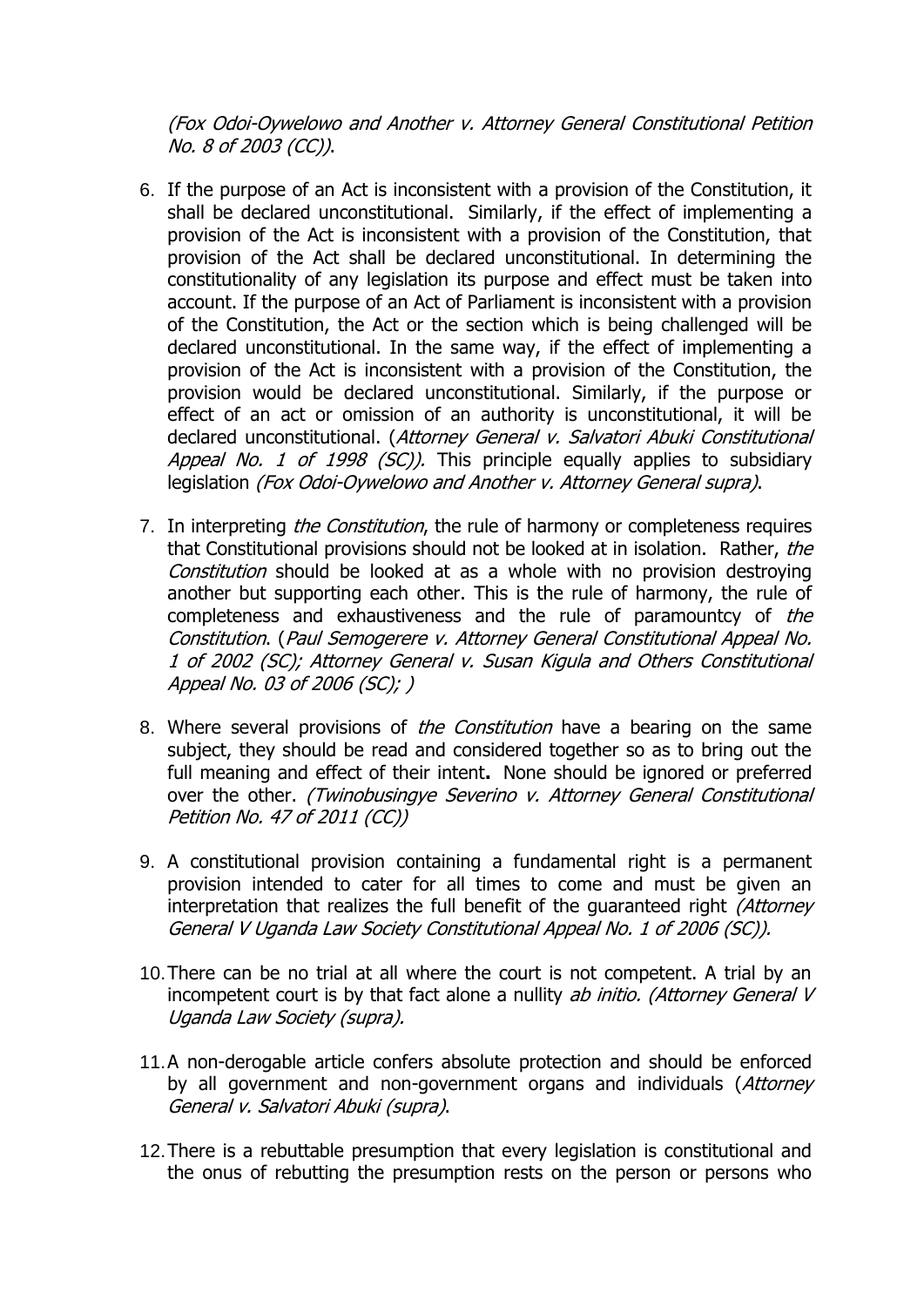*(Fox Odoi-Oywelowo and Another v. Attorney General Constitutional Petition No. 8 of 2003 (CC))*.

6. If the purpose of an Act is inconsistent with a provision of the Constitution, it shall be declared unconstitutional. Similarly, if the effect of implementing a provision of the Act is inconsistent with a provision of the Constitution, that provision of the Act shall be declared unconstitutional. In determining the constitutionality of any legislation its purpose and effect must be taken into account. If the purpose of an Act of Parliament is inconsistent with a provision of the Constitution, the Act or the section which is being challenged will be declared unconstitutional. In the same way, if the effect of implementing a provision of the Act is inconsistent with a provision of the Constitution, the provision would be declared unconstitutional. Similarly, if the purpose or effect of an act or omission of an authority is unconstitutional, it will be declared unconstitutional. (*Attorney General v. Salvatori Abuki Constitutional Appeal No. 1 of 1998 (SC)).* This principle equally applies to subsidiary legislation *(Fox Odoi-Oywelowo and Another v. Attorney General supra)*.

7. In interpreting *the Constitution*, the rule of harmony or completeness requires that Constitutional provisions should not be looked at in isolation. Rather, *the Constitution* should be looked at as a whole with no provision destroying another but supporting each other. This is the rule of harmony, the rule of completeness and exhaustiveness and the rule of paramountcy of *the Constitution*. (*Paul Semogerere v. Attorney General Constitutional Appeal No. 1 of 2002 (SC); Attorney General v. Susan Kigula and Others Constitutional Appeal No. 03 of 2006 (SC); )*

8. Where several provisions of *the Constitution* have a bearing on the same subject, they should be read and considered together so as to bring out the full meaning and effect of their intent**.** None should be ignored or preferred over the other. *(Twinobusingye Severino v. Attorney General Constitutional Petition No. 47 of 2011 (CC))*

9. A constitutional provision containing a fundamental right is a permanent provision intended to cater for all times to come and must be given an interpretation that realizes the full benefit of the guaranteed right *(Attorney General V Uganda Law Society Constitutional Appeal No. 1 of 2006 (SC)).*

10. There can be no trial at all where the court is not competent. A trial by an incompetent court is by that fact alone a nullity *ab initio. (Attorney General V Uganda Law Society (supra).*

11. A non-derogable article confers absolute protection and should be enforced by all government and non-government organs and individuals (*Attorney General v. Salvatori Abuki (supra)*.

12. There is a rebuttable presumption that every legislation is constitutional and the onus of rebutting the presumption rests on the person or persons who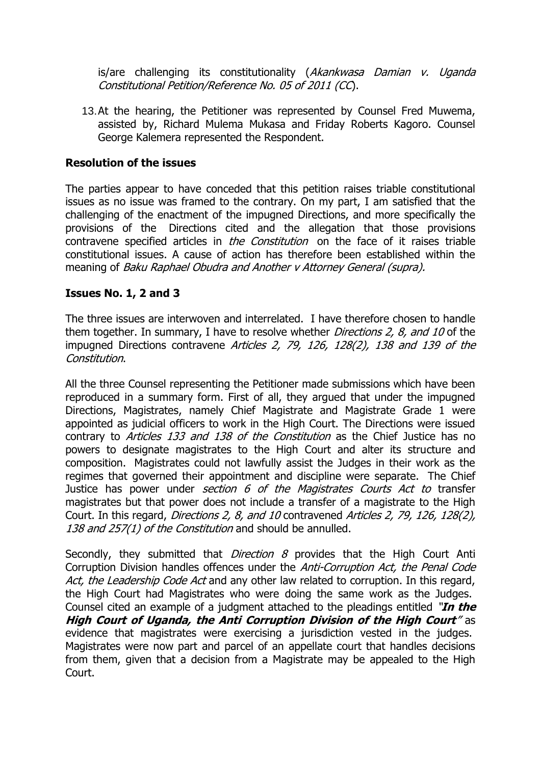is/are challenging its constitutionality (*Akankwasa Damian v. Uganda Constitutional Petition/Reference No. 05 of 2011 (CC*).

13. At the hearing, the Petitioner was represented by Counsel Fred Muwema, assisted by, Richard Mulema Mukasa and Friday Roberts Kagoro. Counsel George Kalemera represented the Respondent.

## Resolution of the issues

The parties appear to have conceded that this petition raises triable constitutional issues as no issue was framed to the contrary. On my part, I am satisfied that the challenging of the enactment of the impugned Directions, and more specifically the provisions of the Directions cited and the allegation that those provisions contravene specified articles in *the Constitution* on the face of it raises triable constitutional issues. A cause of action has therefore been established within the meaning of *Baku Raphael Obudra and Another v Attorney General (supra).*

## Issues No. 1, 2 and 3

The three issues are interwoven and interrelated. I have therefore chosen to handle them together. In summary, I have to resolve whether *Directions 2, 8, and 10* of the impugned Directions contravene *Articles 2, 79, 126, 128(2), 138 and 139 of the Constitution*.

All the three Counsel representing the Petitioner made submissions which have been reproduced in a summary form. First of all, they argued that under the impugned Directions, Magistrates, namely Chief Magistrate and Magistrate Grade 1 were appointed as judicial officers to work in the High Court. The Directions were issued contrary to *Articles 133 and 138 of the Constitution* as the Chief Justice has no powers to designate magistrates to the High Court and alter its structure and composition. Magistrates could not lawfully assist the Judges in their work as the regimes that governed their appointment and discipline were separate. The Chief Justice has power under *section 6 of the Magistrates Courts Act to* transfer magistrates but that power does not include a transfer of a magistrate to the High Court. In this regard, *Directions 2, 8, and 10* contravened *Articles 2, 79, 126, 128(2), 138 and 257(1) of the Constitution* and should be annulled.

Secondly, they submitted that *Direction 8* provides that the High Court Anti Corruption Division handles offences under the *Anti-Corruption Act, the Penal Code Act, the Leadership Code Act* and any other law related to corruption. In this regard, the High Court had Magistrates who were doing the same work as the Judges. Counsel cited an example of a judgment attached to the pleadings entitled ***"In the High Court of Uganda, the Anti Corruption Division of the High Court"*** as evidence that magistrates were exercising a jurisdiction vested in the judges. Magistrates were now part and parcel of an appellate court that handles decisions from them, given that a decision from a Magistrate may be appealed to the High Court.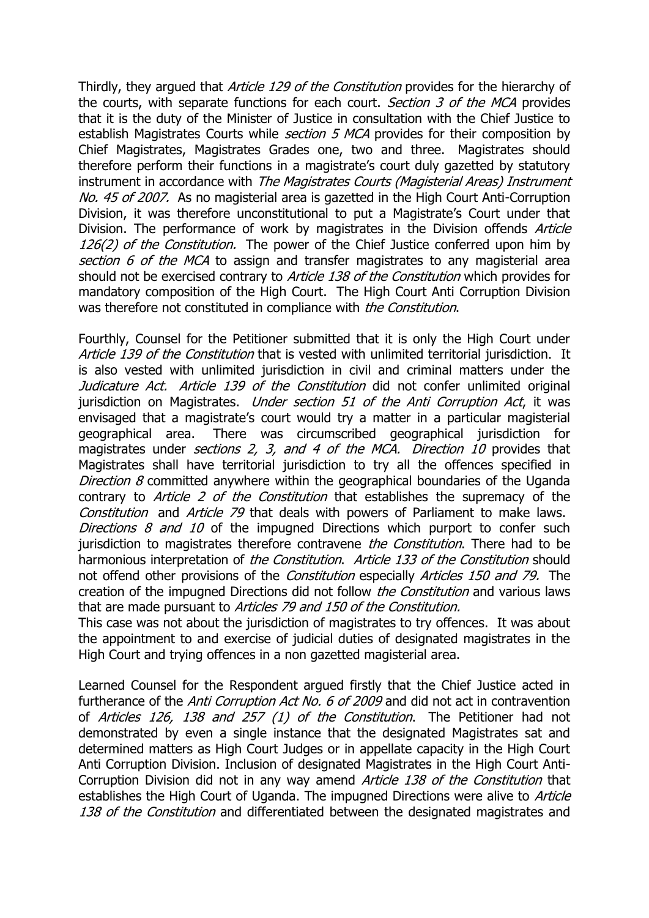Thirdly, they argued that *Article 129 of the Constitution* provides for the hierarchy of the courts, with separate functions for each court. *Section 3 of the MCA* provides that it is the duty of the Minister of Justice in consultation with the Chief Justice to establish Magistrates Courts while *section 5 MCA* provides for their composition by Chief Magistrates, Magistrates Grades one, two and three. Magistrates should therefore perform their functions in a magistrate's court duly gazetted by statutory instrument in accordance with *The Magistrates Courts (Magisterial Areas) Instrument No. 45 of 2007.* As no magisterial area is gazetted in the High Court Anti-Corruption Division, it was therefore unconstitutional to put a Magistrate's Court under that Division. The performance of work by magistrates in the Division offends *Article 126(2) of the Constitution.* The power of the Chief Justice conferred upon him by *section 6 of the MCA* to assign and transfer magistrates to any magisterial area should not be exercised contrary to *Article 138 of the Constitution* which provides for mandatory composition of the High Court. The High Court Anti Corruption Division was therefore not constituted in compliance with *the Constitution*.

Fourthly, Counsel for the Petitioner submitted that it is only the High Court under *Article 139 of the Constitution* that is vested with unlimited territorial jurisdiction. It is also vested with unlimited jurisdiction in civil and criminal matters under the *Judicature Act. Article 139 of the Constitution* did not confer unlimited original jurisdiction on Magistrates. *Under section 51 of the Anti Corruption Act*, it was envisaged that a magistrate's court would try a matter in a particular magisterial geographical area. There was circumscribed geographical jurisdiction for magistrates under *sections 2, 3, and 4 of the MCA. Direction 10* provides that Magistrates shall have territorial jurisdiction to try all the offences specified in *Direction 8* committed anywhere within the geographical boundaries of the Uganda contrary to *Article 2 of the Constitution* that establishes the supremacy of the *Constitution* and *Article 79* that deals with powers of Parliament to make laws. *Directions 8 and 10* of the impugned Directions which purport to confer such jurisdiction to magistrates therefore contravene *the Constitution*. There had to be harmonious interpretation of *the Constitution*. *Article 133 of the Constitution* should not offend other provisions of the *Constitution* especially *Articles 150 and 79.* The creation of the impugned Directions did not follow *the Constitution* and various laws that are made pursuant to *Articles 79 and 150 of the Constitution.*

This case was not about the jurisdiction of magistrates to try offences. It was about the appointment to and exercise of judicial duties of designated magistrates in the High Court and trying offences in a non gazetted magisterial area.

Learned Counsel for the Respondent argued firstly that the Chief Justice acted in furtherance of the *Anti Corruption Act No. 6 of 2009* and did not act in contravention of *Articles 126, 138 and 257 (1) of the Constitution*. The Petitioner had not demonstrated by even a single instance that the designated Magistrates sat and determined matters as High Court Judges or in appellate capacity in the High Court Anti Corruption Division. Inclusion of designated Magistrates in the High Court Anti-Corruption Division did not in any way amend *Article 138 of the Constitution* that establishes the High Court of Uganda. The impugned Directions were alive to *Article 138 of the Constitution* and differentiated between the designated magistrates and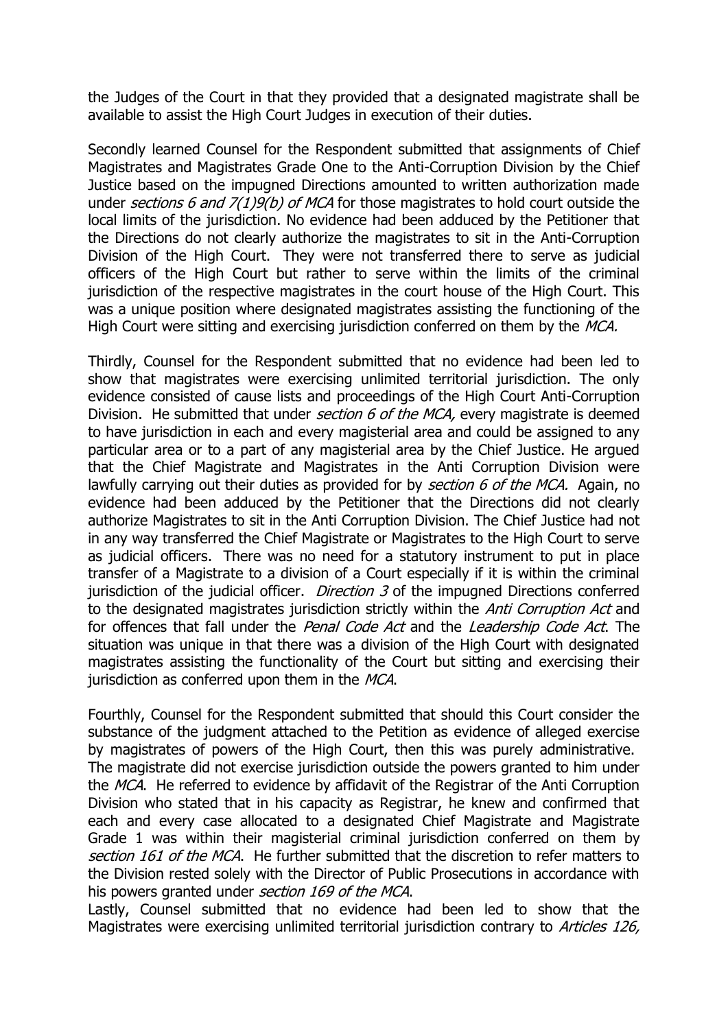the Judges of the Court in that they provided that a designated magistrate shall be available to assist the High Court Judges in execution of their duties.

Secondly learned Counsel for the Respondent submitted that assignments of Chief Magistrates and Magistrates Grade One to the Anti-Corruption Division by the Chief Justice based on the impugned Directions amounted to written authorization made under *sections 6 and 7(1)9(b) of MCA* for those magistrates to hold court outside the local limits of the jurisdiction. No evidence had been adduced by the Petitioner that the Directions do not clearly authorize the magistrates to sit in the Anti-Corruption Division of the High Court. They were not transferred there to serve as judicial officers of the High Court but rather to serve within the limits of the criminal jurisdiction of the respective magistrates in the court house of the High Court. This was a unique position where designated magistrates assisting the functioning of the High Court were sitting and exercising jurisdiction conferred on them by the *MCA.*

Thirdly, Counsel for the Respondent submitted that no evidence had been led to show that magistrates were exercising unlimited territorial jurisdiction. The only evidence consisted of cause lists and proceedings of the High Court Anti-Corruption Division. He submitted that under *section 6 of the MCA,* every magistrate is deemed to have jurisdiction in each and every magisterial area and could be assigned to any particular area or to a part of any magisterial area by the Chief Justice. He argued that the Chief Magistrate and Magistrates in the Anti Corruption Division were lawfully carrying out their duties as provided for by *section 6 of the MCA.* Again, no evidence had been adduced by the Petitioner that the Directions did not clearly authorize Magistrates to sit in the Anti Corruption Division. The Chief Justice had not in any way transferred the Chief Magistrate or Magistrates to the High Court to serve as judicial officers. There was no need for a statutory instrument to put in place transfer of a Magistrate to a division of a Court especially if it is within the criminal jurisdiction of the judicial officer. *Direction 3* of the impugned Directions conferred to the designated magistrates jurisdiction strictly within the *Anti Corruption Act* and for offences that fall under the *Penal Code Act* and the *Leadership Code Act*. The situation was unique in that there was a division of the High Court with designated magistrates assisting the functionality of the Court but sitting and exercising their jurisdiction as conferred upon them in the *MCA*.

Fourthly, Counsel for the Respondent submitted that should this Court consider the substance of the judgment attached to the Petition as evidence of alleged exercise by magistrates of powers of the High Court, then this was purely administrative. The magistrate did not exercise jurisdiction outside the powers granted to him under the *MCA*. He referred to evidence by affidavit of the Registrar of the Anti Corruption Division who stated that in his capacity as Registrar, he knew and confirmed that each and every case allocated to a designated Chief Magistrate and Magistrate Grade 1 was within their magisterial criminal jurisdiction conferred on them by *section 161 of the MCA*. He further submitted that the discretion to refer matters to the Division rested solely with the Director of Public Prosecutions in accordance with his powers granted under *section 169 of the MCA*.

Lastly, Counsel submitted that no evidence had been led to show that the Magistrates were exercising unlimited territorial jurisdiction contrary to *Articles 126,*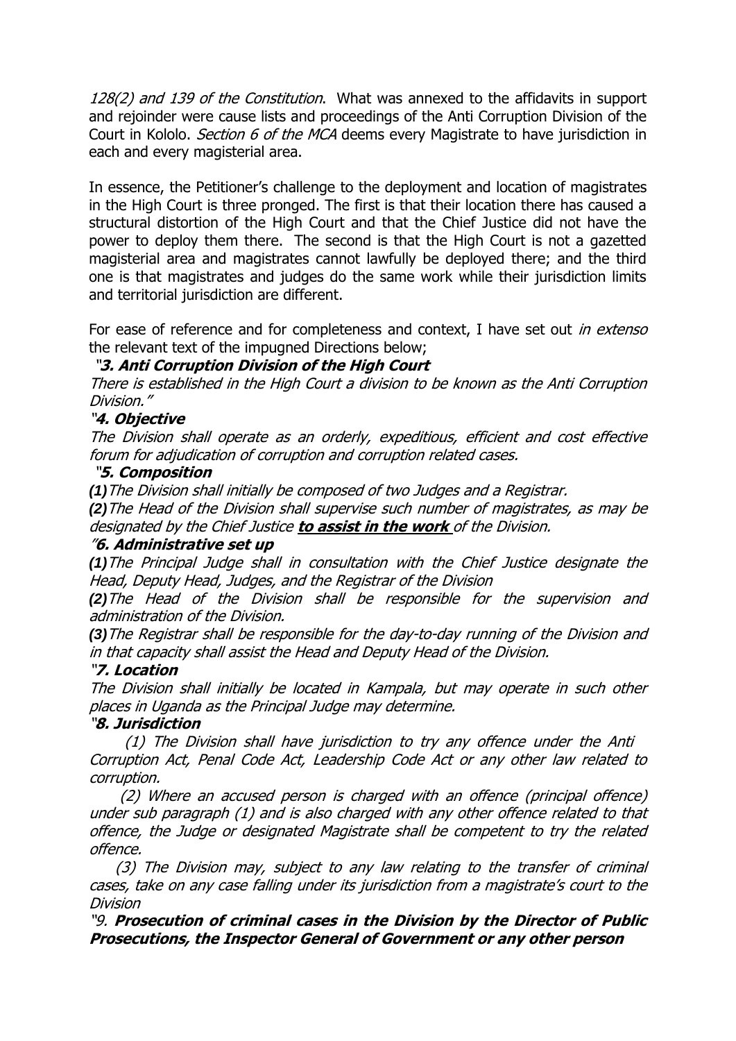*128(2) and 139 of the Constitution*. What was annexed to the affidavits in support and rejoinder were cause lists and proceedings of the Anti Corruption Division of the Court in Kololo. *Section 6 of the MCA* deems every Magistrate to have jurisdiction in each and every magisterial area.

In essence, the Petitioner's challenge to the deployment and location of magistrates in the High Court is three pronged. The first is that their location there has caused a structural distortion of the High Court and that the Chief Justice did not have the power to deploy them there. The second is that the High Court is not a gazetted magisterial area and magistrates cannot lawfully be deployed there; and the third one is that magistrates and judges do the same work while their jurisdiction limits and territorial jurisdiction are different.

For ease of reference and for completeness and context, I have set out *in extenso* the relevant text of the impugned Directions below;

*"**3. Anti Corruption Division of the High Court***

*There is established in the High Court a division to be known as the Anti Corruption Division."*

*"**4. Objective***

*The Division shall operate as an orderly, expeditious, efficient and cost effective forum for adjudication of corruption and corruption related cases.*

*"**5. Composition***

***(1)**The Division shall initially be composed of two Judges and a Registrar.*

***(2)**The Head of the Division shall supervise such number of magistrates, as may be designated by the Chief Justice **to assist in the work** of the Division.*

*"**6. Administrative set up***

***(1)**The Principal Judge shall in consultation with the Chief Justice designate the Head, Deputy Head, Judges, and the Registrar of the Division*

***(2)**The Head of the Division shall be responsible for the supervision and administration of the Division.*

***(3)**The Registrar shall be responsible for the day-to-day running of the Division and in that capacity shall assist the Head and Deputy Head of the Division.*

*"**7. Location***

*The Division shall initially be located in Kampala, but may operate in such other places in Uganda as the Principal Judge may determine.*

*"**8. Jurisdiction***

*(1) The Division shall have jurisdiction to try any offence under the Anti Corruption Act, Penal Code Act, Leadership Code Act or any other law related to corruption.*

*(2) Where an accused person is charged with an offence (principal offence) under sub paragraph (1) and is also charged with any other offence related to that offence, the Judge or designated Magistrate shall be competent to try the related offence.*

*(3) The Division may, subject to any law relating to the transfer of criminal cases, take on any case falling under its jurisdiction from a magistrate's court to the Division*

*"9. **Prosecution of criminal cases in the Division by the Director of Public Prosecutions, the Inspector General of Government or any other person***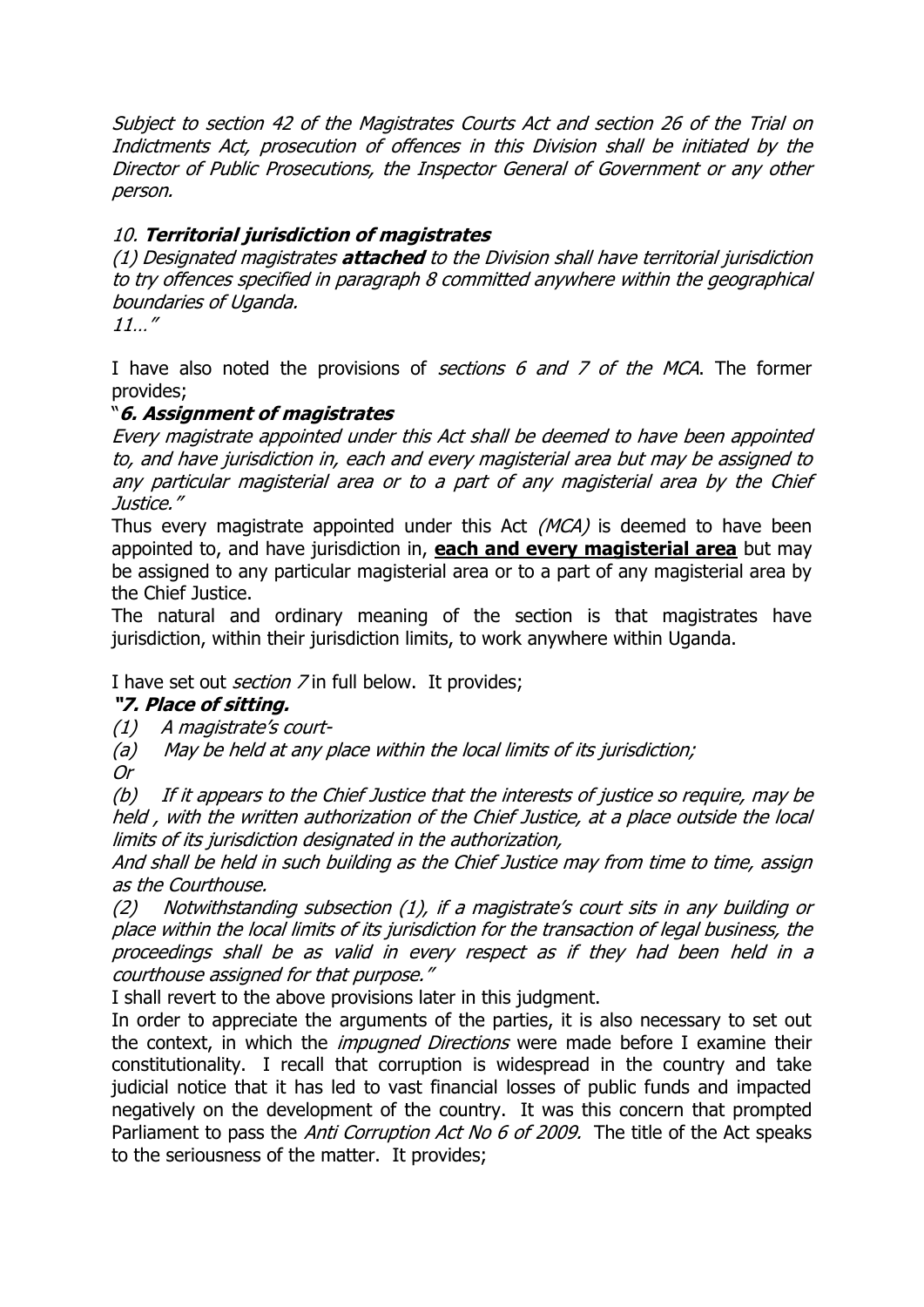*Subject to section 42 of the Magistrates Courts Act and section 26 of the Trial on Indictments Act, prosecution of offences in this Division shall be initiated by the Director of Public Prosecutions, the Inspector General of Government or any other person.*

*10. **Territorial jurisdiction of magistrates***

*(1) Designated magistrates **attached** to the Division shall have territorial jurisdiction to try offences specified in paragraph 8 committed anywhere within the geographical boundaries of Uganda.*

*11…"*

I have also noted the provisions of *sections 6 and 7 of the MCA*. The former provides;

"***6. Assignment of magistrates***

*Every magistrate appointed under this Act shall be deemed to have been appointed to, and have jurisdiction in, each and every magisterial area but may be assigned to any particular magisterial area or to a part of any magisterial area by the Chief Justice."*

Thus every magistrate appointed under this Act *(MCA)* is deemed to have been appointed to, and have jurisdiction in, **each and every magisterial area** but may be assigned to any particular magisterial area or to a part of any magisterial area by the Chief Justice.

The natural and ordinary meaning of the section is that magistrates have jurisdiction, within their jurisdiction limits, to work anywhere within Uganda.

I have set out *section 7* in full below. It provides;

***"7. Place of sitting.***

*(1) A magistrate's court-*

*(a) May be held at any place within the local limits of its jurisdiction;*

*Or*

*(b) If it appears to the Chief Justice that the interests of justice so require, may be held , with the written authorization of the Chief Justice, at a place outside the local limits of its jurisdiction designated in the authorization,*

*And shall be held in such building as the Chief Justice may from time to time, assign as the Courthouse.*

*(2) Notwithstanding subsection (1), if a magistrate's court sits in any building or place within the local limits of its jurisdiction for the transaction of legal business, the proceedings shall be as valid in every respect as if they had been held in a courthouse assigned for that purpose."*

I shall revert to the above provisions later in this judgment.

In order to appreciate the arguments of the parties, it is also necessary to set out the context, in which the *impugned Directions* were made before I examine their constitutionality. I recall that corruption is widespread in the country and take judicial notice that it has led to vast financial losses of public funds and impacted negatively on the development of the country. It was this concern that prompted Parliament to pass the *Anti Corruption Act No 6 of 2009.* The title of the Act speaks to the seriousness of the matter. It provides;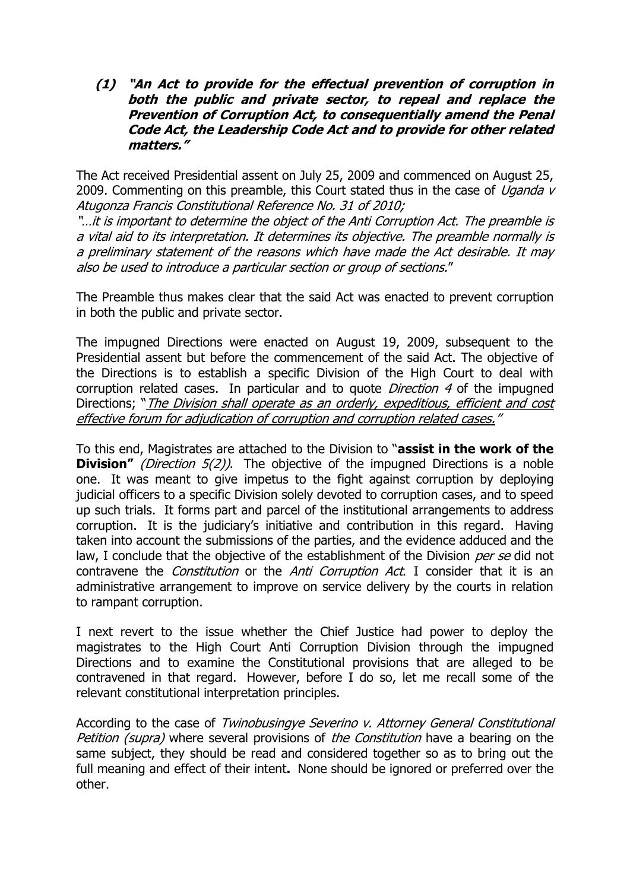**(1) "An Act to provide for the effectual prevention of corruption in both the public and private sector, to repeal and replace the Prevention of Corruption Act, to consequentially amend the Penal Code Act, the Leadership Code Act and to provide for other related matters."**

The Act received Presidential assent on July 25, 2009 and commenced on August 25, 2009. Commenting on this preamble, this Court stated thus in the case of *Uganda v Atugonza Francis Constitutional Reference No. 31 of 2010;*

*"…it is important to determine the object of the Anti Corruption Act. The preamble is a vital aid to its interpretation. It determines its objective. The preamble normally is a preliminary statement of the reasons which have made the Act desirable. It may also be used to introduce a particular section or group of sections."*

The Preamble thus makes clear that the said Act was enacted to prevent corruption in both the public and private sector.

The impugned Directions were enacted on August 19, 2009, subsequent to the Presidential assent but before the commencement of the said Act. The objective of the Directions is to establish a specific Division of the High Court to deal with corruption related cases. In particular and to quote *Direction 4* of the impugned Directions; "*<u>The Division shall operate as an orderly, expeditious, efficient and cost effective forum for adjudication of corruption and corruption related cases.</u>*"

To this end, Magistrates are attached to the Division to "**assist in the work of the Division"** *(Direction 5(2))*. The objective of the impugned Directions is a noble one. It was meant to give impetus to the fight against corruption by deploying judicial officers to a specific Division solely devoted to corruption cases, and to speed up such trials. It forms part and parcel of the institutional arrangements to address corruption. It is the judiciary's initiative and contribution in this regard. Having taken into account the submissions of the parties, and the evidence adduced and the law, I conclude that the objective of the establishment of the Division *per se* did not contravene the *Constitution* or the *Anti Corruption Act*. I consider that it is an administrative arrangement to improve on service delivery by the courts in relation to rampant corruption.

I next revert to the issue whether the Chief Justice had power to deploy the magistrates to the High Court Anti Corruption Division through the impugned Directions and to examine the Constitutional provisions that are alleged to be contravened in that regard. However, before I do so, let me recall some of the relevant constitutional interpretation principles.

According to the case of *Twinobusingye Severino v. Attorney General Constitutional Petition (supra)* where several provisions of *the Constitution* have a bearing on the same subject, they should be read and considered together so as to bring out the full meaning and effect of their intent**.** None should be ignored or preferred over the other.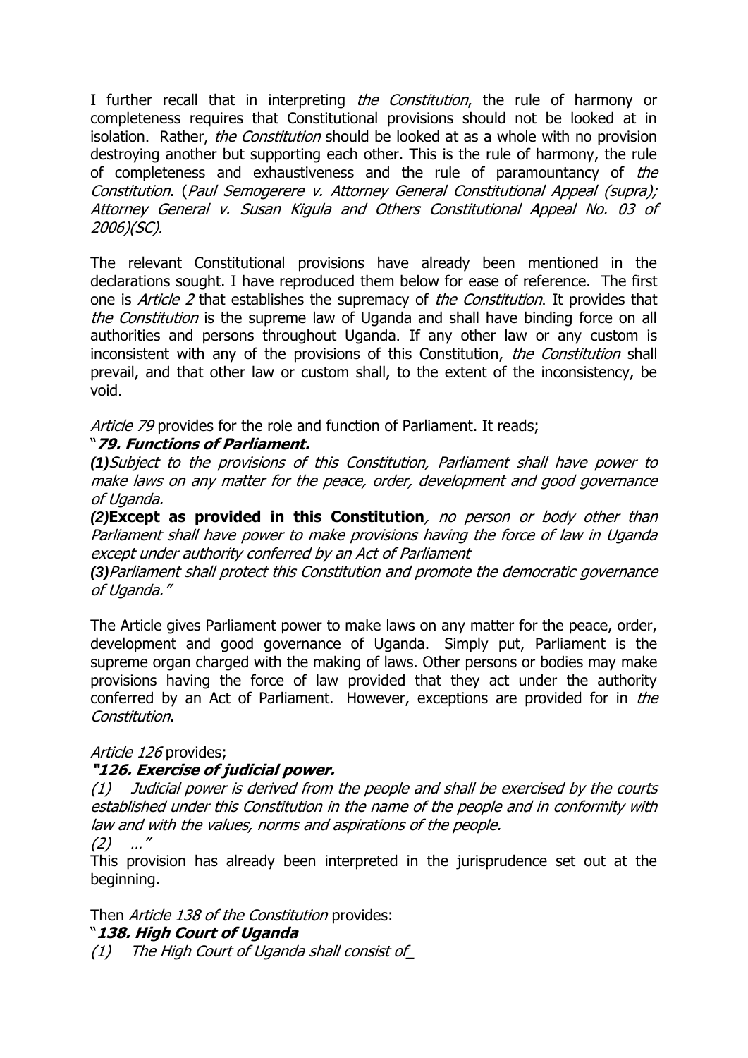I further recall that in interpreting *the Constitution*, the rule of harmony or completeness requires that Constitutional provisions should not be looked at in isolation. Rather, *the Constitution* should be looked at as a whole with no provision destroying another but supporting each other. This is the rule of harmony, the rule of completeness and exhaustiveness and the rule of paramountancy of *the Constitution*. (*Paul Semogerere v. Attorney General Constitutional Appeal (supra); Attorney General v. Susan Kigula and Others Constitutional Appeal No. 03 of 2006)(SC).*

The relevant Constitutional provisions have already been mentioned in the declarations sought. I have reproduced them below for ease of reference. The first one is *Article 2* that establishes the supremacy of *the Constitution*. It provides that *the Constitution* is the supreme law of Uganda and shall have binding force on all authorities and persons throughout Uganda. If any other law or any custom is inconsistent with any of the provisions of this Constitution, *the Constitution* shall prevail, and that other law or custom shall, to the extent of the inconsistency, be void.

*Article 79* provides for the role and function of Parliament. It reads;

"***79. Functions of Parliament.***

***(1)****Subject to the provisions of this Constitution, Parliament shall have power to make laws on any matter for the peace, order, development and good governance of Uganda.*

***(2)*****Except as provided in this Constitution***, no person or body other than Parliament shall have power to make provisions having the force of law in Uganda except under authority conferred by an Act of Parliament*

***(3)****Parliament shall protect this Constitution and promote the democratic governance of Uganda."*

The Article gives Parliament power to make laws on any matter for the peace, order, development and good governance of Uganda. Simply put, Parliament is the supreme organ charged with the making of laws. Other persons or bodies may make provisions having the force of law provided that they act under the authority conferred by an Act of Parliament. However, exceptions are provided for in *the Constitution*.

*Article 126* provides;

***"126. Exercise of judicial power.***

*(1) Judicial power is derived from the people and shall be exercised by the courts established under this Constitution in the name of the people and in conformity with law and with the values, norms and aspirations of the people.*

*(2) …"*

This provision has already been interpreted in the jurisprudence set out at the beginning.

Then *Article 138 of the Constitution* provides:

"***138. High Court of Uganda***

*(1) The High Court of Uganda shall consist of_*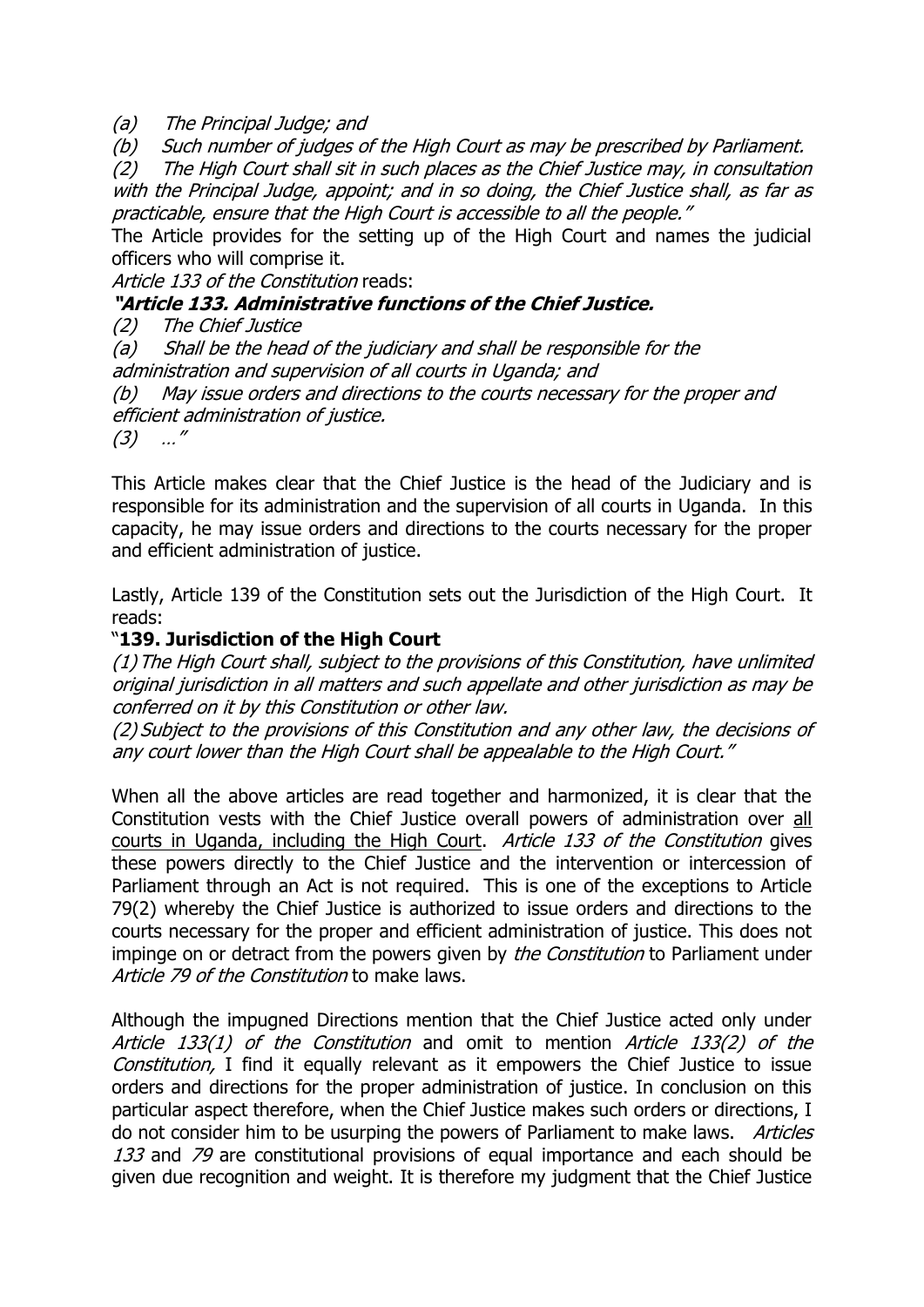*(a) The Principal Judge; and*

*(b) Such number of judges of the High Court as may be prescribed by Parliament.*

*(2) The High Court shall sit in such places as the Chief Justice may, in consultation with the Principal Judge, appoint; and in so doing, the Chief Justice shall, as far as practicable, ensure that the High Court is accessible to all the people."*

The Article provides for the setting up of the High Court and names the judicial officers who will comprise it.

*Article 133 of the Constitution* reads:

***"Article 133. Administrative functions of the Chief Justice.***

*(2) The Chief Justice*

*(a) Shall be the head of the judiciary and shall be responsible for the administration and supervision of all courts in Uganda; and*

*(b) May issue orders and directions to the courts necessary for the proper and efficient administration of justice.*

*(3) …"*

This Article makes clear that the Chief Justice is the head of the Judiciary and is responsible for its administration and the supervision of all courts in Uganda. In this capacity, he may issue orders and directions to the courts necessary for the proper and efficient administration of justice.

Lastly, Article 139 of the Constitution sets out the Jurisdiction of the High Court. It reads:

"**139. Jurisdiction of the High Court**

*(1) The High Court shall, subject to the provisions of this Constitution, have unlimited original jurisdiction in all matters and such appellate and other jurisdiction as may be conferred on it by this Constitution or other law.*

*(2) Subject to the provisions of this Constitution and any other law, the decisions of any court lower than the High Court shall be appealable to the High Court."*

When all the above articles are read together and harmonized, it is clear that the Constitution vests with the Chief Justice overall powers of administration over <u>all courts in Uganda, including the High Court</u>. *Article 133 of the Constitution* gives these powers directly to the Chief Justice and the intervention or intercession of Parliament through an Act is not required. This is one of the exceptions to Article 79(2) whereby the Chief Justice is authorized to issue orders and directions to the courts necessary for the proper and efficient administration of justice. This does not impinge on or detract from the powers given by *the Constitution* to Parliament under *Article 79 of the Constitution* to make laws.

Although the impugned Directions mention that the Chief Justice acted only under *Article 133(1) of the Constitution* and omit to mention *Article 133(2) of the Constitution,* I find it equally relevant as it empowers the Chief Justice to issue orders and directions for the proper administration of justice. In conclusion on this particular aspect therefore, when the Chief Justice makes such orders or directions, I do not consider him to be usurping the powers of Parliament to make laws. *Articles 133* and *79* are constitutional provisions of equal importance and each should be given due recognition and weight. It is therefore my judgment that the Chief Justice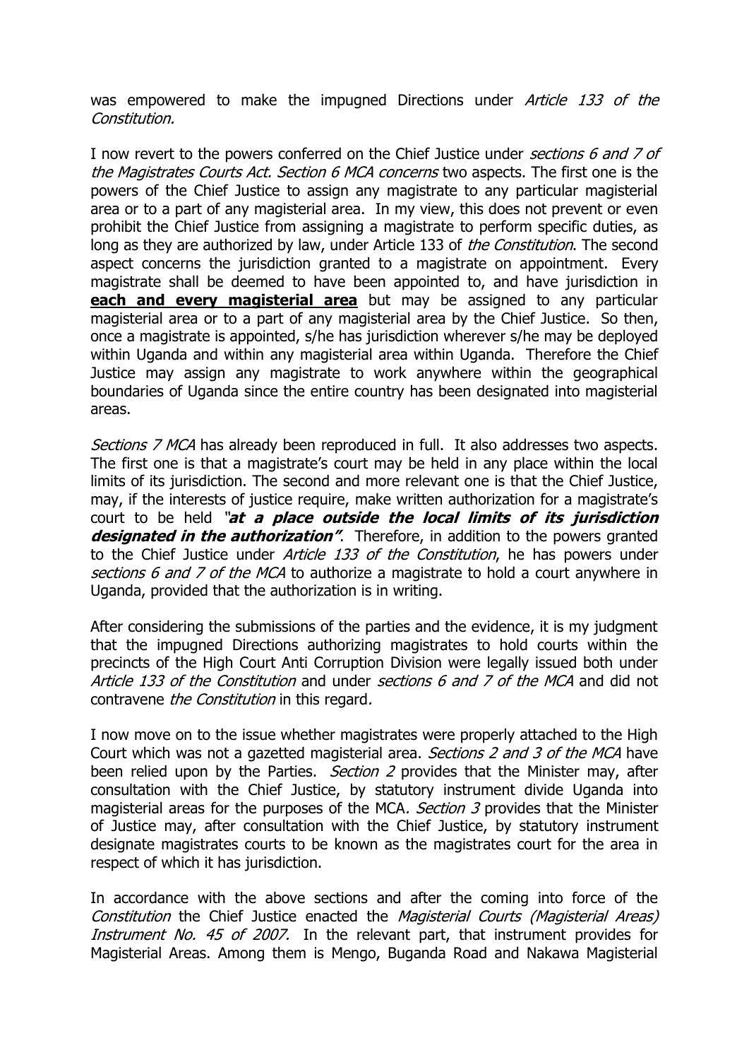was empowered to make the impugned Directions under *Article 133 of the Constitution.*

I now revert to the powers conferred on the Chief Justice under *sections 6 and 7 of the Magistrates Courts Act. Section 6 MCA concerns* two aspects. The first one is the powers of the Chief Justice to assign any magistrate to any particular magisterial area or to a part of any magisterial area. In my view, this does not prevent or even prohibit the Chief Justice from assigning a magistrate to perform specific duties, as long as they are authorized by law, under Article 133 of *the Constitution*. The second aspect concerns the jurisdiction granted to a magistrate on appointment. Every magistrate shall be deemed to have been appointed to, and have jurisdiction in **each and every magisterial area** but may be assigned to any particular magisterial area or to a part of any magisterial area by the Chief Justice. So then, once a magistrate is appointed, s/he has jurisdiction wherever s/he may be deployed within Uganda and within any magisterial area within Uganda. Therefore the Chief Justice may assign any magistrate to work anywhere within the geographical boundaries of Uganda since the entire country has been designated into magisterial areas.

*Sections 7 MCA* has already been reproduced in full. It also addresses two aspects. The first one is that a magistrate's court may be held in any place within the local limits of its jurisdiction. The second and more relevant one is that the Chief Justice, may, if the interests of justice require, make written authorization for a magistrate's court to be held ***"at a place outside the local limits of its jurisdiction designated in the authorization"***. Therefore, in addition to the powers granted to the Chief Justice under *Article 133 of the Constitution*, he has powers under *sections 6 and 7 of the MCA* to authorize a magistrate to hold a court anywhere in Uganda, provided that the authorization is in writing.

After considering the submissions of the parties and the evidence, it is my judgment that the impugned Directions authorizing magistrates to hold courts within the precincts of the High Court Anti Corruption Division were legally issued both under *Article 133 of the Constitution* and under *sections 6 and 7 of the MCA* and did not contravene *the Constitution* in this regard*.*

I now move on to the issue whether magistrates were properly attached to the High Court which was not a gazetted magisterial area. *Sections 2 and 3 of the MCA* have been relied upon by the Parties. *Section 2* provides that the Minister may, after consultation with the Chief Justice, by statutory instrument divide Uganda into magisterial areas for the purposes of the MCA*. Section 3* provides that the Minister of Justice may, after consultation with the Chief Justice, by statutory instrument designate magistrates courts to be known as the magistrates court for the area in respect of which it has jurisdiction.

In accordance with the above sections and after the coming into force of the *Constitution* the Chief Justice enacted the *Magisterial Courts (Magisterial Areas) Instrument No. 45 of 2007.* In the relevant part, that instrument provides for Magisterial Areas. Among them is Mengo, Buganda Road and Nakawa Magisterial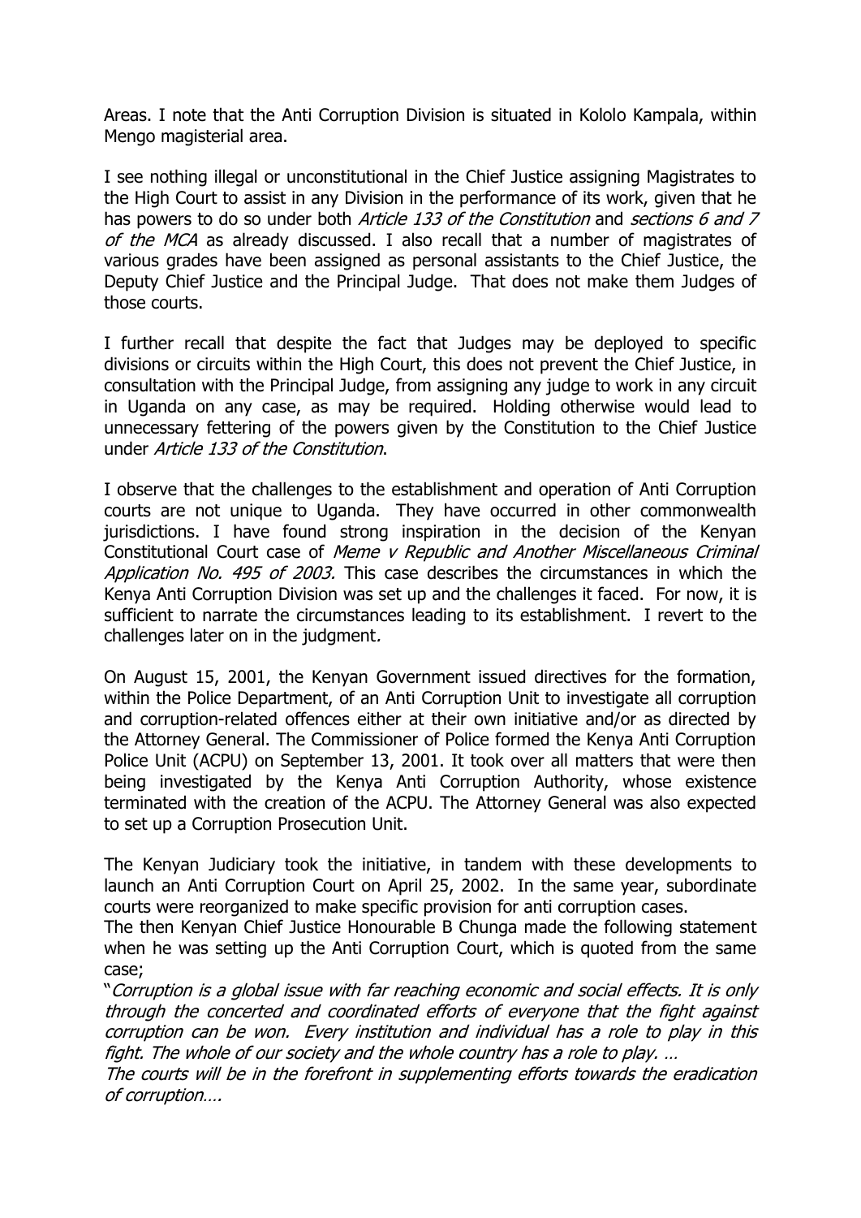Areas. I note that the Anti Corruption Division is situated in Kololo Kampala, within Mengo magisterial area.

I see nothing illegal or unconstitutional in the Chief Justice assigning Magistrates to the High Court to assist in any Division in the performance of its work, given that he has powers to do so under both *Article 133 of the Constitution* and *sections 6 and 7 of the MCA* as already discussed. I also recall that a number of magistrates of various grades have been assigned as personal assistants to the Chief Justice, the Deputy Chief Justice and the Principal Judge. That does not make them Judges of those courts.

I further recall that despite the fact that Judges may be deployed to specific divisions or circuits within the High Court, this does not prevent the Chief Justice, in consultation with the Principal Judge, from assigning any judge to work in any circuit in Uganda on any case, as may be required. Holding otherwise would lead to unnecessary fettering of the powers given by the Constitution to the Chief Justice under *Article 133 of the Constitution*.

I observe that the challenges to the establishment and operation of Anti Corruption courts are not unique to Uganda. They have occurred in other commonwealth jurisdictions. I have found strong inspiration in the decision of the Kenyan Constitutional Court case of *Meme v Republic and Another Miscellaneous Criminal Application No. 495 of 2003.* This case describes the circumstances in which the Kenya Anti Corruption Division was set up and the challenges it faced. For now, it is sufficient to narrate the circumstances leading to its establishment. I revert to the challenges later on in the judgment.

On August 15, 2001, the Kenyan Government issued directives for the formation, within the Police Department, of an Anti Corruption Unit to investigate all corruption and corruption-related offences either at their own initiative and/or as directed by the Attorney General. The Commissioner of Police formed the Kenya Anti Corruption Police Unit (ACPU) on September 13, 2001. It took over all matters that were then being investigated by the Kenya Anti Corruption Authority, whose existence terminated with the creation of the ACPU. The Attorney General was also expected to set up a Corruption Prosecution Unit.

The Kenyan Judiciary took the initiative, in tandem with these developments to launch an Anti Corruption Court on April 25, 2002. In the same year, subordinate courts were reorganized to make specific provision for anti corruption cases.
The then Kenyan Chief Justice Honourable B Chunga made the following statement when he was setting up the Anti Corruption Court, which is quoted from the same case;

"*Corruption is a global issue with far reaching economic and social effects. It is only through the concerted and coordinated efforts of everyone that the fight against corruption can be won. Every institution and individual has a role to play in this fight. The whole of our society and the whole country has a role to play. …*

*The courts will be in the forefront in supplementing efforts towards the eradication of corruption….*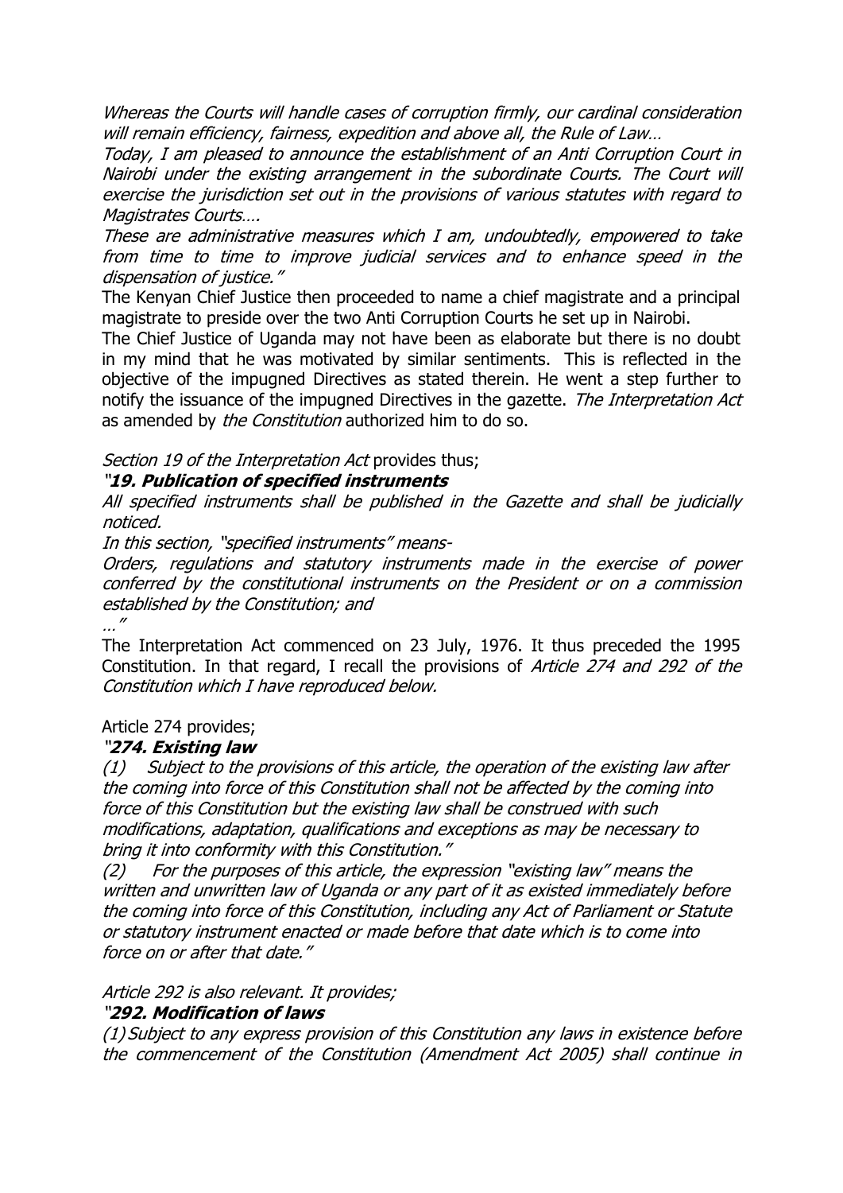*Whereas the Courts will handle cases of corruption firmly, our cardinal consideration will remain efficiency, fairness, expedition and above all, the Rule of Law…*

*Today, I am pleased to announce the establishment of an Anti Corruption Court in Nairobi under the existing arrangement in the subordinate Courts. The Court will exercise the jurisdiction set out in the provisions of various statutes with regard to Magistrates Courts….*

*These are administrative measures which I am, undoubtedly, empowered to take from time to time to improve judicial services and to enhance speed in the dispensation of justice."*

The Kenyan Chief Justice then proceeded to name a chief magistrate and a principal magistrate to preside over the two Anti Corruption Courts he set up in Nairobi.

The Chief Justice of Uganda may not have been as elaborate but there is no doubt in my mind that he was motivated by similar sentiments. This is reflected in the objective of the impugned Directives as stated therein. He went a step further to notify the issuance of the impugned Directives in the gazette. *The Interpretation Act* as amended by *the Constitution* authorized him to do so.

*Section 19 of the Interpretation Act* provides thus;

*"**19. Publication of specified instruments***

*All specified instruments shall be published in the Gazette and shall be judicially noticed.*

*In this section, "specified instruments" means-*

*Orders, regulations and statutory instruments made in the exercise of power conferred by the constitutional instruments on the President or on a commission established by the Constitution; and*

*…"*

The Interpretation Act commenced on 23 July, 1976. It thus preceded the 1995 Constitution. In that regard, I recall the provisions of *Article 274 and 292 of the Constitution which I have reproduced below.*

Article 274 provides;

*"**274. Existing law***

*(1) Subject to the provisions of this article, the operation of the existing law after the coming into force of this Constitution shall not be affected by the coming into force of this Constitution but the existing law shall be construed with such modifications, adaptation, qualifications and exceptions as may be necessary to bring it into conformity with this Constitution."*

*(2) For the purposes of this article, the expression "existing law" means the written and unwritten law of Uganda or any part of it as existed immediately before the coming into force of this Constitution, including any Act of Parliament or Statute or statutory instrument enacted or made before that date which is to come into force on or after that date."*

*Article 292 is also relevant. It provides;*

*"**292. Modification of laws***

*(1) Subject to any express provision of this Constitution any laws in existence before the commencement of the Constitution (Amendment Act 2005) shall continue in*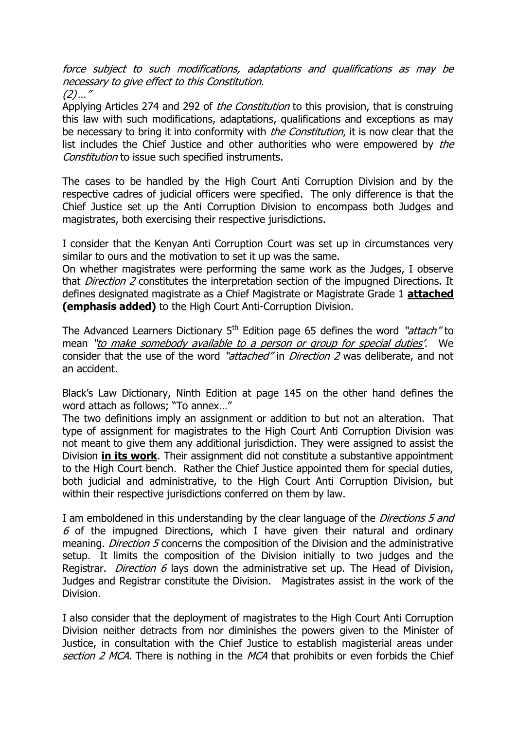*force subject to such modifications, adaptations and qualifications as may be necessary to give effect to this Constitution.*
*(2)…"*

Applying Articles 274 and 292 of *the Constitution* to this provision, that is construing this law with such modifications, adaptations, qualifications and exceptions as may be necessary to bring it into conformity with *the Constitution*, it is now clear that the list includes the Chief Justice and other authorities who were empowered by *the Constitution* to issue such specified instruments.

The cases to be handled by the High Court Anti Corruption Division and by the respective cadres of judicial officers were specified. The only difference is that the Chief Justice set up the Anti Corruption Division to encompass both Judges and magistrates, both exercising their respective jurisdictions.

I consider that the Kenyan Anti Corruption Court was set up in circumstances very similar to ours and the motivation to set it up was the same.
On whether magistrates were performing the same work as the Judges, I observe that *Direction 2* constitutes the interpretation section of the impugned Directions. It defines designated magistrate as a Chief Magistrate or Magistrate Grade 1 **attached (emphasis added)** to the High Court Anti-Corruption Division.

The Advanced Learners Dictionary 5th Edition page 65 defines the word *"attach"* to mean *"to make somebody available to a person or group for special duties'*. We consider that the use of the word *"attached"* in *Direction 2* was deliberate, and not an accident.

Black's Law Dictionary, Ninth Edition at page 145 on the other hand defines the word attach as follows; "To annex…"
The two definitions imply an assignment or addition to but not an alteration. That type of assignment for magistrates to the High Court Anti Corruption Division was not meant to give them any additional jurisdiction. They were assigned to assist the Division **in its work**. Their assignment did not constitute a substantive appointment to the High Court bench. Rather the Chief Justice appointed them for special duties, both judicial and administrative, to the High Court Anti Corruption Division, but within their respective jurisdictions conferred on them by law.

I am emboldened in this understanding by the clear language of the *Directions 5 and 6* of the impugned Directions, which I have given their natural and ordinary meaning. *Direction 5* concerns the composition of the Division and the administrative setup. It limits the composition of the Division initially to two judges and the Registrar. *Direction 6* lays down the administrative set up. The Head of Division, Judges and Registrar constitute the Division. Magistrates assist in the work of the Division.

I also consider that the deployment of magistrates to the High Court Anti Corruption Division neither detracts from nor diminishes the powers given to the Minister of Justice, in consultation with the Chief Justice to establish magisterial areas under *section 2 MCA.* There is nothing in the *MCA* that prohibits or even forbids the Chief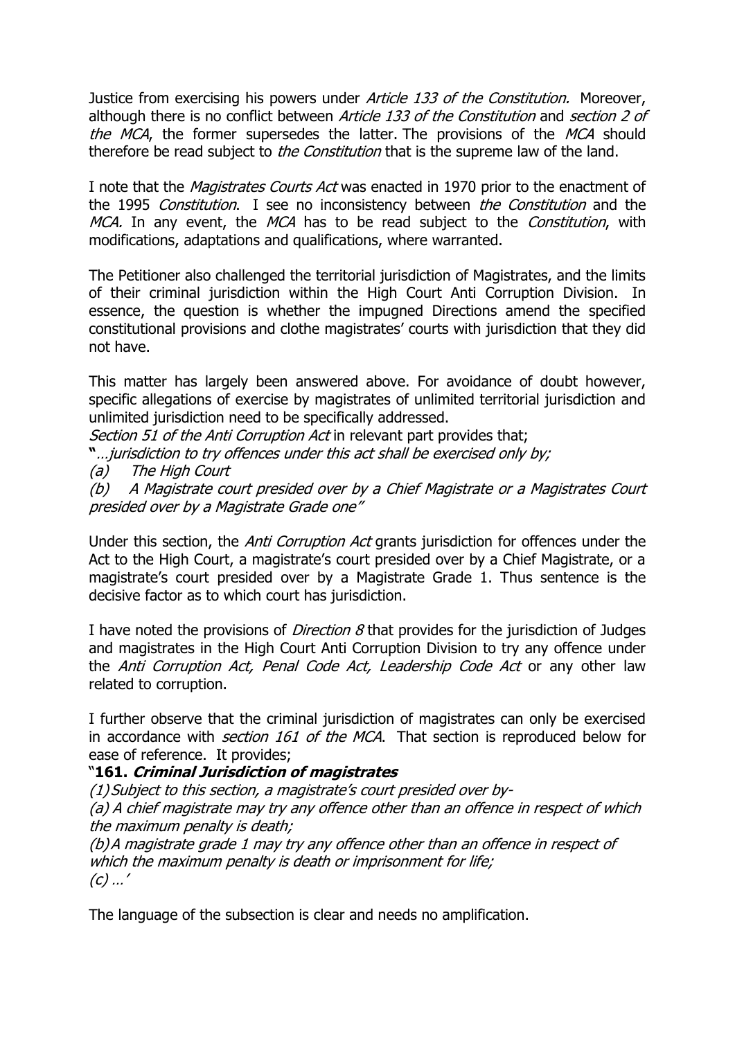Justice from exercising his powers under *Article 133 of the Constitution.* Moreover, although there is no conflict between *Article 133 of the Constitution* and *section 2 of the MCA*, the former supersedes the latter. The provisions of the *MCA* should therefore be read subject to *the Constitution* that is the supreme law of the land.

I note that the *Magistrates Courts Act* was enacted in 1970 prior to the enactment of the 1995 *Constitution*. I see no inconsistency between *the Constitution* and the *MCA.* In any event, the *MCA* has to be read subject to the *Constitution*, with modifications, adaptations and qualifications, where warranted.

The Petitioner also challenged the territorial jurisdiction of Magistrates, and the limits of their criminal jurisdiction within the High Court Anti Corruption Division. In essence, the question is whether the impugned Directions amend the specified constitutional provisions and clothe magistrates' courts with jurisdiction that they did not have.

This matter has largely been answered above. For avoidance of doubt however, specific allegations of exercise by magistrates of unlimited territorial jurisdiction and unlimited jurisdiction need to be specifically addressed.

*Section 51 of the Anti Corruption Act* in relevant part provides that;

**"***…jurisdiction to try offences under this act shall be exercised only by;*

*(a) The High Court*

*(b) A Magistrate court presided over by a Chief Magistrate or a Magistrates Court presided over by a Magistrate Grade one"*

Under this section, the *Anti Corruption Act* grants jurisdiction for offences under the Act to the High Court, a magistrate's court presided over by a Chief Magistrate, or a magistrate's court presided over by a Magistrate Grade 1. Thus sentence is the decisive factor as to which court has jurisdiction.

I have noted the provisions of *Direction 8* that provides for the jurisdiction of Judges and magistrates in the High Court Anti Corruption Division to try any offence under the *Anti Corruption Act, Penal Code Act, Leadership Code Act* or any other law related to corruption.

I further observe that the criminal jurisdiction of magistrates can only be exercised in accordance with *section 161 of the MCA*. That section is reproduced below for ease of reference. It provides;

"**161.** ***Criminal Jurisdiction of magistrates***

*(1) Subject to this section, a magistrate's court presided over by-*

*(a) A chief magistrate may try any offence other than an offence in respect of which the maximum penalty is death;*

*(b) A magistrate grade 1 may try any offence other than an offence in respect of which the maximum penalty is death or imprisonment for life;*

*(c) …'*

The language of the subsection is clear and needs no amplification.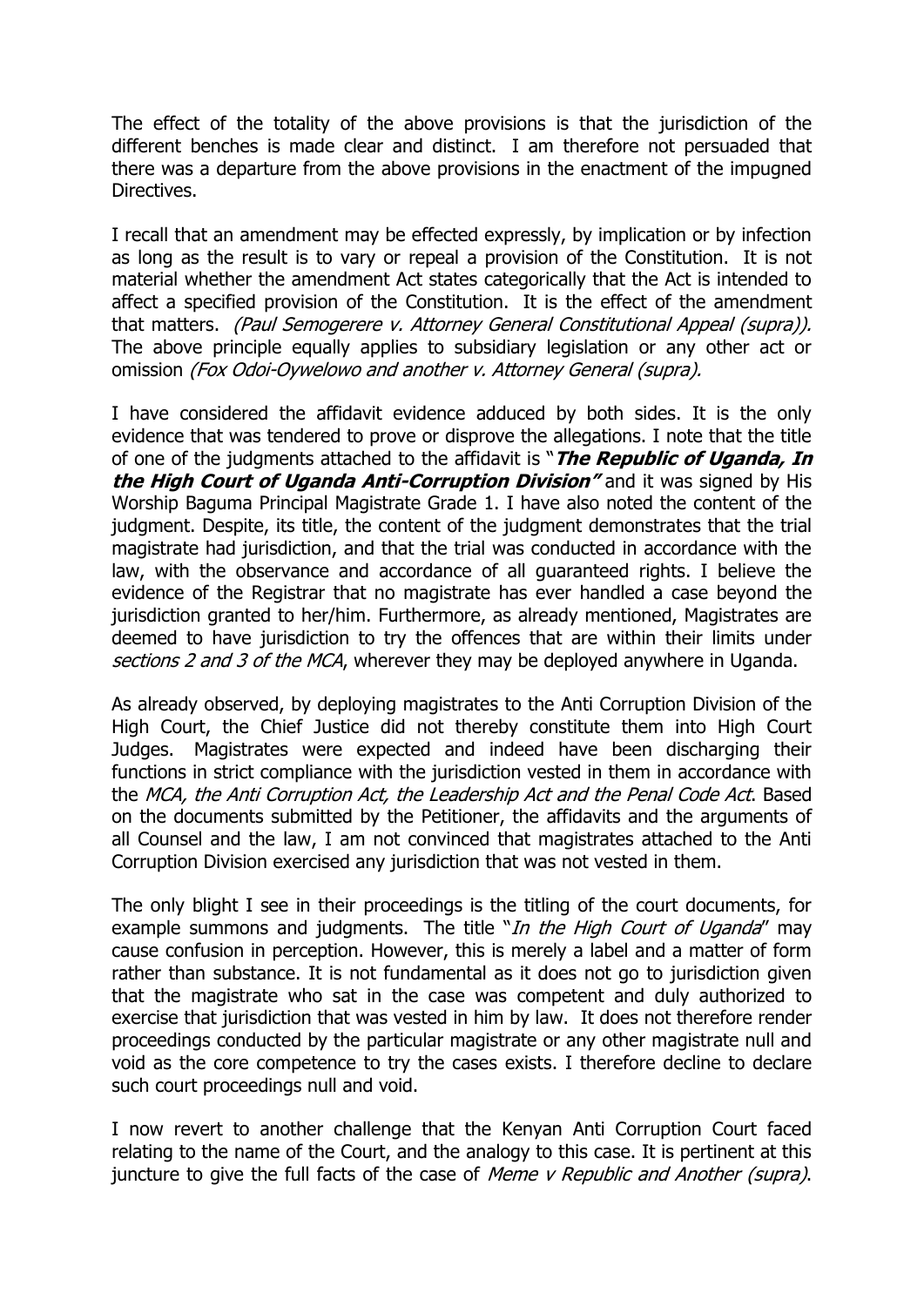The effect of the totality of the above provisions is that the jurisdiction of the different benches is made clear and distinct. I am therefore not persuaded that there was a departure from the above provisions in the enactment of the impugned Directives.

I recall that an amendment may be effected expressly, by implication or by infection as long as the result is to vary or repeal a provision of the Constitution. It is not material whether the amendment Act states categorically that the Act is intended to affect a specified provision of the Constitution. It is the effect of the amendment that matters. *(Paul Semogerere v. Attorney General Constitutional Appeal (supra)).* The above principle equally applies to subsidiary legislation or any other act or omission *(Fox Odoi-Oywelowo and another v. Attorney General (supra).*

I have considered the affidavit evidence adduced by both sides. It is the only evidence that was tendered to prove or disprove the allegations. I note that the title of one of the judgments attached to the affidavit is "***The Republic of Uganda, In the High Court of Uganda Anti-Corruption Division"*** and it was signed by His Worship Baguma Principal Magistrate Grade 1. I have also noted the content of the judgment. Despite, its title, the content of the judgment demonstrates that the trial magistrate had jurisdiction, and that the trial was conducted in accordance with the law, with the observance and accordance of all guaranteed rights. I believe the evidence of the Registrar that no magistrate has ever handled a case beyond the jurisdiction granted to her/him. Furthermore, as already mentioned, Magistrates are deemed to have jurisdiction to try the offences that are within their limits under *sections 2 and 3 of the MCA*, wherever they may be deployed anywhere in Uganda.

As already observed, by deploying magistrates to the Anti Corruption Division of the High Court, the Chief Justice did not thereby constitute them into High Court Judges. Magistrates were expected and indeed have been discharging their functions in strict compliance with the jurisdiction vested in them in accordance with the *MCA, the Anti Corruption Act, the Leadership Act and the Penal Code Act*. Based on the documents submitted by the Petitioner, the affidavits and the arguments of all Counsel and the law, I am not convinced that magistrates attached to the Anti Corruption Division exercised any jurisdiction that was not vested in them.

The only blight I see in their proceedings is the titling of the court documents, for example summons and judgments. The title "*In the High Court of Uganda*" may cause confusion in perception. However, this is merely a label and a matter of form rather than substance. It is not fundamental as it does not go to jurisdiction given that the magistrate who sat in the case was competent and duly authorized to exercise that jurisdiction that was vested in him by law. It does not therefore render proceedings conducted by the particular magistrate or any other magistrate null and void as the core competence to try the cases exists. I therefore decline to declare such court proceedings null and void.

I now revert to another challenge that the Kenyan Anti Corruption Court faced relating to the name of the Court, and the analogy to this case. It is pertinent at this juncture to give the full facts of the case of *Meme v Republic and Another (supra)*.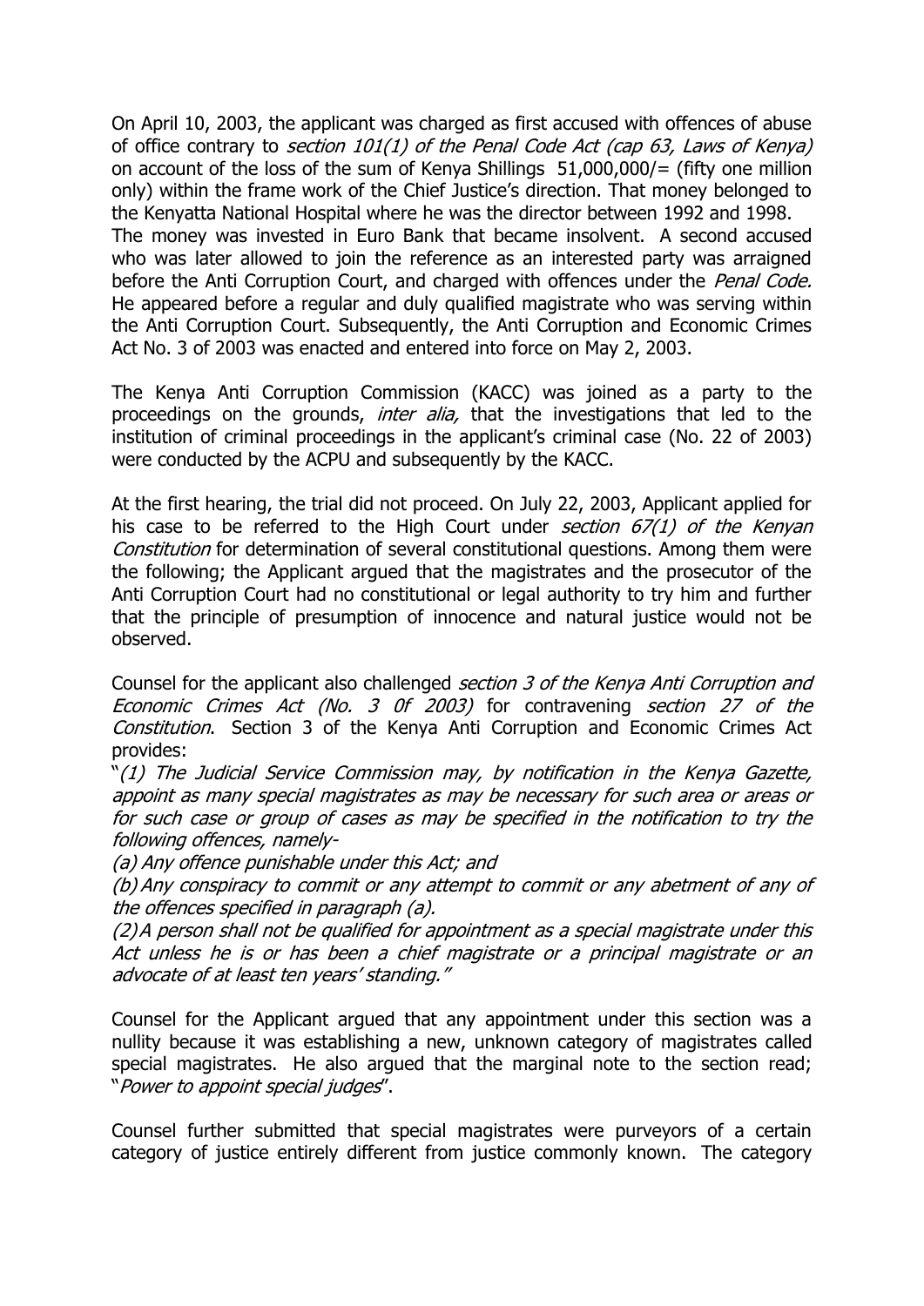On April 10, 2003, the applicant was charged as first accused with offences of abuse of office contrary to *section 101(1) of the Penal Code Act (cap 63, Laws of Kenya)* on account of the loss of the sum of Kenya Shillings 51,000,000/= (fifty one million only) within the frame work of the Chief Justice's direction. That money belonged to the Kenyatta National Hospital where he was the director between 1992 and 1998. The money was invested in Euro Bank that became insolvent. A second accused who was later allowed to join the reference as an interested party was arraigned before the Anti Corruption Court, and charged with offences under the *Penal Code.* He appeared before a regular and duly qualified magistrate who was serving within the Anti Corruption Court. Subsequently, the Anti Corruption and Economic Crimes Act No. 3 of 2003 was enacted and entered into force on May 2, 2003.

The Kenya Anti Corruption Commission (KACC) was joined as a party to the proceedings on the grounds, *inter alia,* that the investigations that led to the institution of criminal proceedings in the applicant's criminal case (No. 22 of 2003) were conducted by the ACPU and subsequently by the KACC.

At the first hearing, the trial did not proceed. On July 22, 2003, Applicant applied for his case to be referred to the High Court under *section 67(1) of the Kenyan Constitution* for determination of several constitutional questions. Among them were the following; the Applicant argued that the magistrates and the prosecutor of the Anti Corruption Court had no constitutional or legal authority to try him and further that the principle of presumption of innocence and natural justice would not be observed.

Counsel for the applicant also challenged *section 3 of the Kenya Anti Corruption and Economic Crimes Act (No. 3 0f 2003)* for contravening *section 27 of the Constitution*. Section 3 of the Kenya Anti Corruption and Economic Crimes Act provides:

"*(1) The Judicial Service Commission may, by notification in the Kenya Gazette, appoint as many special magistrates as may be necessary for such area or areas or for such case or group of cases as may be specified in the notification to try the following offences, namely-*

*(a) Any offence punishable under this Act; and*

*(b) Any conspiracy to commit or any attempt to commit or any abetment of any of the offences specified in paragraph (a).*

*(2) A person shall not be qualified for appointment as a special magistrate under this Act unless he is or has been a chief magistrate or a principal magistrate or an advocate of at least ten years' standing.*"

Counsel for the Applicant argued that any appointment under this section was a nullity because it was establishing a new, unknown category of magistrates called special magistrates. He also argued that the marginal note to the section read; "*Power to appoint special judges*".

Counsel further submitted that special magistrates were purveyors of a certain category of justice entirely different from justice commonly known. The category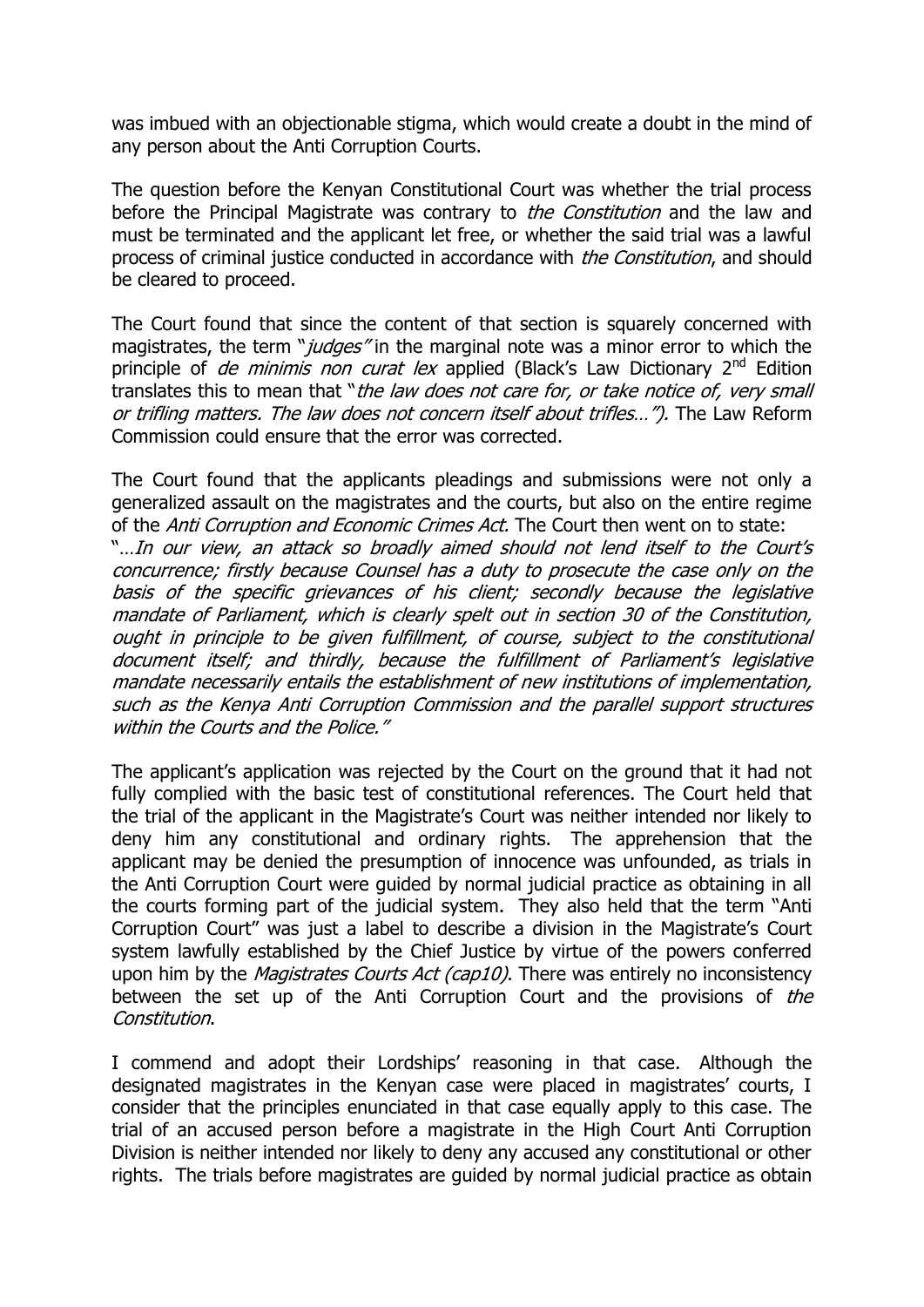was imbued with an objectionable stigma, which would create a doubt in the mind of any person about the Anti Corruption Courts.

The question before the Kenyan Constitutional Court was whether the trial process before the Principal Magistrate was contrary to *the Constitution* and the law and must be terminated and the applicant let free, or whether the said trial was a lawful process of criminal justice conducted in accordance with *the Constitution*, and should be cleared to proceed.

The Court found that since the content of that section is squarely concerned with magistrates, the term "*judges"* in the marginal note was a minor error to which the principle of *de minimis non curat lex* applied (Black's Law Dictionary 2nd Edition translates this to mean that "*the law does not care for, or take notice of, very small or trifling matters. The law does not concern itself about trifles…").* The Law Reform Commission could ensure that the error was corrected.

The Court found that the applicants pleadings and submissions were not only a generalized assault on the magistrates and the courts, but also on the entire regime of the *Anti Corruption and Economic Crimes Act.* The Court then went on to state:
"…*In our view, an attack so broadly aimed should not lend itself to the Court's concurrence; firstly because Counsel has a duty to prosecute the case only on the basis of the specific grievances of his client; secondly because the legislative mandate of Parliament, which is clearly spelt out in section 30 of the Constitution, ought in principle to be given fulfillment, of course, subject to the constitutional document itself; and thirdly, because the fulfillment of Parliament's legislative mandate necessarily entails the establishment of new institutions of implementation, such as the Kenya Anti Corruption Commission and the parallel support structures within the Courts and the Police."*

The applicant's application was rejected by the Court on the ground that it had not fully complied with the basic test of constitutional references. The Court held that the trial of the applicant in the Magistrate's Court was neither intended nor likely to deny him any constitutional and ordinary rights. The apprehension that the applicant may be denied the presumption of innocence was unfounded, as trials in the Anti Corruption Court were guided by normal judicial practice as obtaining in all the courts forming part of the judicial system. They also held that the term "Anti Corruption Court" was just a label to describe a division in the Magistrate's Court system lawfully established by the Chief Justice by virtue of the powers conferred upon him by the *Magistrates Courts Act (cap10)*. There was entirely no inconsistency between the set up of the Anti Corruption Court and the provisions of *the Constitution*.

I commend and adopt their Lordships' reasoning in that case. Although the designated magistrates in the Kenyan case were placed in magistrates' courts, I consider that the principles enunciated in that case equally apply to this case. The trial of an accused person before a magistrate in the High Court Anti Corruption Division is neither intended nor likely to deny any accused any constitutional or other rights. The trials before magistrates are guided by normal judicial practice as obtain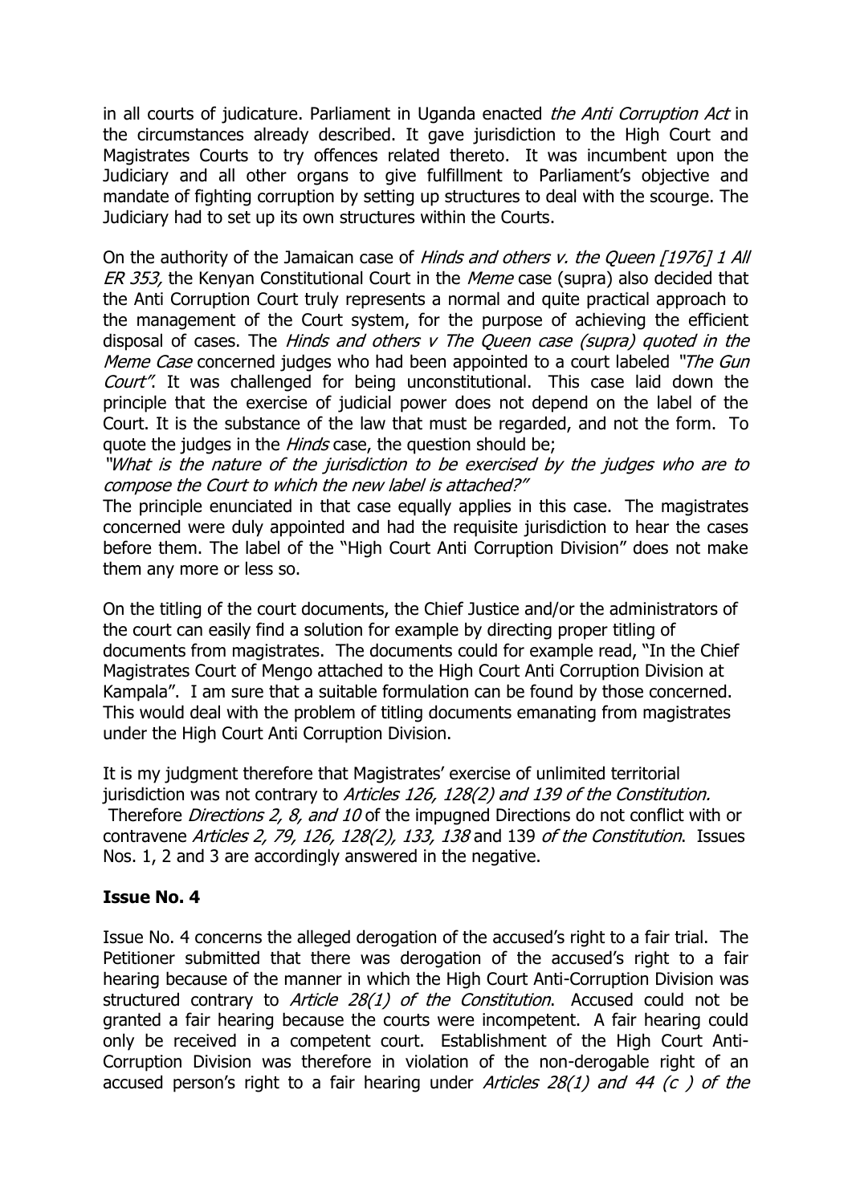in all courts of judicature. Parliament in Uganda enacted *the Anti Corruption Act* in the circumstances already described. It gave jurisdiction to the High Court and Magistrates Courts to try offences related thereto. It was incumbent upon the Judiciary and all other organs to give fulfillment to Parliament's objective and mandate of fighting corruption by setting up structures to deal with the scourge. The Judiciary had to set up its own structures within the Courts.

On the authority of the Jamaican case of *Hinds and others v. the Queen [1976] 1 All ER 353,* the Kenyan Constitutional Court in the *Meme* case (supra) also decided that the Anti Corruption Court truly represents a normal and quite practical approach to the management of the Court system, for the purpose of achieving the efficient disposal of cases. The *Hinds and others v The Queen case (supra) quoted in the Meme Case* concerned judges who had been appointed to a court labeled *"The Gun Court"*. It was challenged for being unconstitutional. This case laid down the principle that the exercise of judicial power does not depend on the label of the Court. It is the substance of the law that must be regarded, and not the form. To quote the judges in the *Hinds* case, the question should be;

*"What is the nature of the jurisdiction to be exercised by the judges who are to compose the Court to which the new label is attached?"*

The principle enunciated in that case equally applies in this case. The magistrates concerned were duly appointed and had the requisite jurisdiction to hear the cases before them. The label of the "High Court Anti Corruption Division" does not make them any more or less so.

On the titling of the court documents, the Chief Justice and/or the administrators of the court can easily find a solution for example by directing proper titling of documents from magistrates. The documents could for example read, "In the Chief Magistrates Court of Mengo attached to the High Court Anti Corruption Division at Kampala". I am sure that a suitable formulation can be found by those concerned. This would deal with the problem of titling documents emanating from magistrates under the High Court Anti Corruption Division.

It is my judgment therefore that Magistrates' exercise of unlimited territorial jurisdiction was not contrary to *Articles 126, 128(2) and 139 of the Constitution.* Therefore *Directions 2, 8, and 10* of the impugned Directions do not conflict with or contravene *Articles 2, 79, 126, 128(2), 133, 138* and 139 *of the Constitution*. Issues Nos. 1, 2 and 3 are accordingly answered in the negative.

## Issue No. 4

Issue No. 4 concerns the alleged derogation of the accused's right to a fair trial. The Petitioner submitted that there was derogation of the accused's right to a fair hearing because of the manner in which the High Court Anti-Corruption Division was structured contrary to *Article 28(1) of the Constitution*. Accused could not be granted a fair hearing because the courts were incompetent. A fair hearing could only be received in a competent court. Establishment of the High Court Anti-Corruption Division was therefore in violation of the non-derogable right of an accused person's right to a fair hearing under *Articles 28(1) and 44 (c ) of the*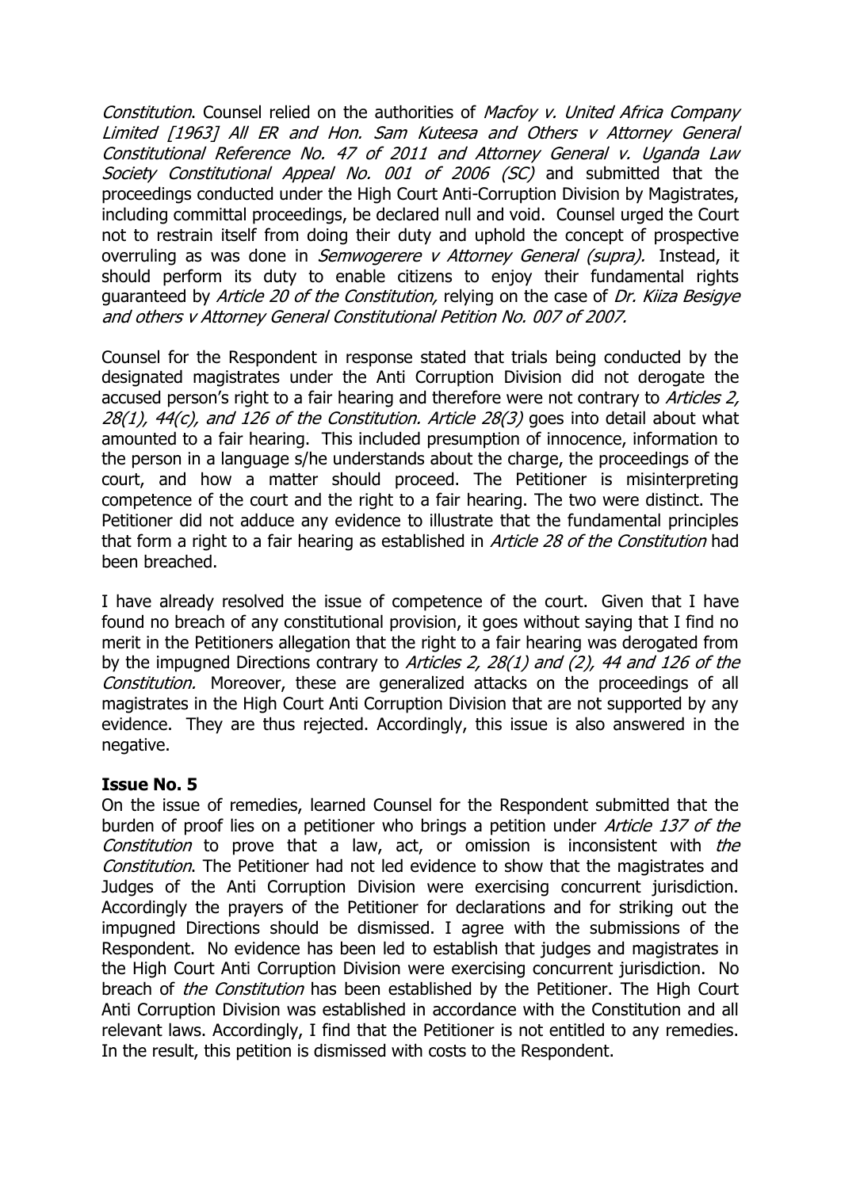*Constitution*. Counsel relied on the authorities of *Macfoy v. United Africa Company Limited [1963] All ER and Hon. Sam Kuteesa and Others v Attorney General Constitutional Reference No. 47 of 2011 and Attorney General v. Uganda Law Society Constitutional Appeal No. 001 of 2006 (SC)* and submitted that the proceedings conducted under the High Court Anti-Corruption Division by Magistrates, including committal proceedings, be declared null and void. Counsel urged the Court not to restrain itself from doing their duty and uphold the concept of prospective overruling as was done in *Semwogerere v Attorney General (supra).* Instead, it should perform its duty to enable citizens to enjoy their fundamental rights guaranteed by *Article 20 of the Constitution,* relying on the case of *Dr. Kiiza Besigye and others v Attorney General Constitutional Petition No. 007 of 2007.*

Counsel for the Respondent in response stated that trials being conducted by the designated magistrates under the Anti Corruption Division did not derogate the accused person's right to a fair hearing and therefore were not contrary to *Articles 2, 28(1), 44(c), and 126 of the Constitution. Article 28(3)* goes into detail about what amounted to a fair hearing. This included presumption of innocence, information to the person in a language s/he understands about the charge, the proceedings of the court, and how a matter should proceed. The Petitioner is misinterpreting competence of the court and the right to a fair hearing. The two were distinct. The Petitioner did not adduce any evidence to illustrate that the fundamental principles that form a right to a fair hearing as established in *Article 28 of the Constitution* had been breached.

I have already resolved the issue of competence of the court. Given that I have found no breach of any constitutional provision, it goes without saying that I find no merit in the Petitioners allegation that the right to a fair hearing was derogated from by the impugned Directions contrary to *Articles 2, 28(1) and (2), 44 and 126 of the Constitution.* Moreover, these are generalized attacks on the proceedings of all magistrates in the High Court Anti Corruption Division that are not supported by any evidence. They are thus rejected. Accordingly, this issue is also answered in the negative.

**Issue No. 5**

On the issue of remedies, learned Counsel for the Respondent submitted that the burden of proof lies on a petitioner who brings a petition under *Article 137 of the Constitution* to prove that a law, act, or omission is inconsistent with *the Constitution*. The Petitioner had not led evidence to show that the magistrates and Judges of the Anti Corruption Division were exercising concurrent jurisdiction. Accordingly the prayers of the Petitioner for declarations and for striking out the impugned Directions should be dismissed. I agree with the submissions of the Respondent. No evidence has been led to establish that judges and magistrates in the High Court Anti Corruption Division were exercising concurrent jurisdiction. No breach of *the Constitution* has been established by the Petitioner. The High Court Anti Corruption Division was established in accordance with the Constitution and all relevant laws. Accordingly, I find that the Petitioner is not entitled to any remedies. In the result, this petition is dismissed with costs to the Respondent.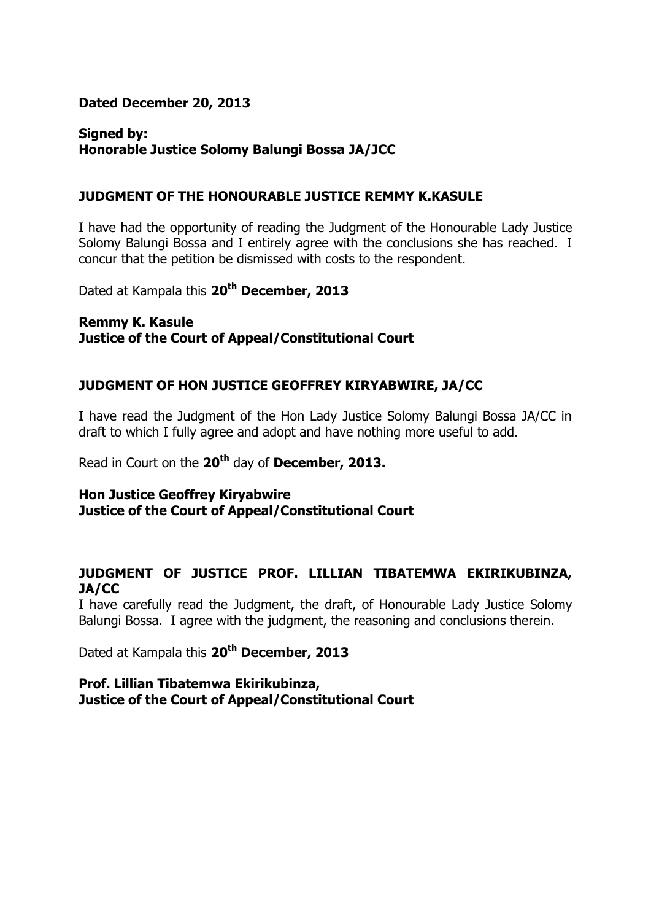**Dated December 20, 2013**

**Signed by:**
**Honorable Justice Solomy Balungi Bossa JA/JCC**

**JUDGMENT OF THE HONOURABLE JUSTICE REMMY K.KASULE**

I have had the opportunity of reading the Judgment of the Honourable Lady Justice Solomy Balungi Bossa and I entirely agree with the conclusions she has reached. I concur that the petition be dismissed with costs to the respondent.

Dated at Kampala this **20th December, 2013**

**Remmy K. Kasule**
**Justice of the Court of Appeal/Constitutional Court**

**JUDGMENT OF HON JUSTICE GEOFFREY KIRYABWIRE, JA/CC**

I have read the Judgment of the Hon Lady Justice Solomy Balungi Bossa JA/CC in draft to which I fully agree and adopt and have nothing more useful to add.

Read in Court on the **20th** day of **December, 2013.**

**Hon Justice Geoffrey Kiryabwire**
**Justice of the Court of Appeal/Constitutional Court**

**JUDGMENT OF JUSTICE PROF. LILLIAN TIBATEMWA EKIRIKUBINZA, JA/CC**

I have carefully read the Judgment, the draft, of Honourable Lady Justice Solomy Balungi Bossa. I agree with the judgment, the reasoning and conclusions therein.

Dated at Kampala this **20th December, 2013**

**Prof. Lillian Tibatemwa Ekirikubinza,**
**Justice of the Court of Appeal/Constitutional Court**